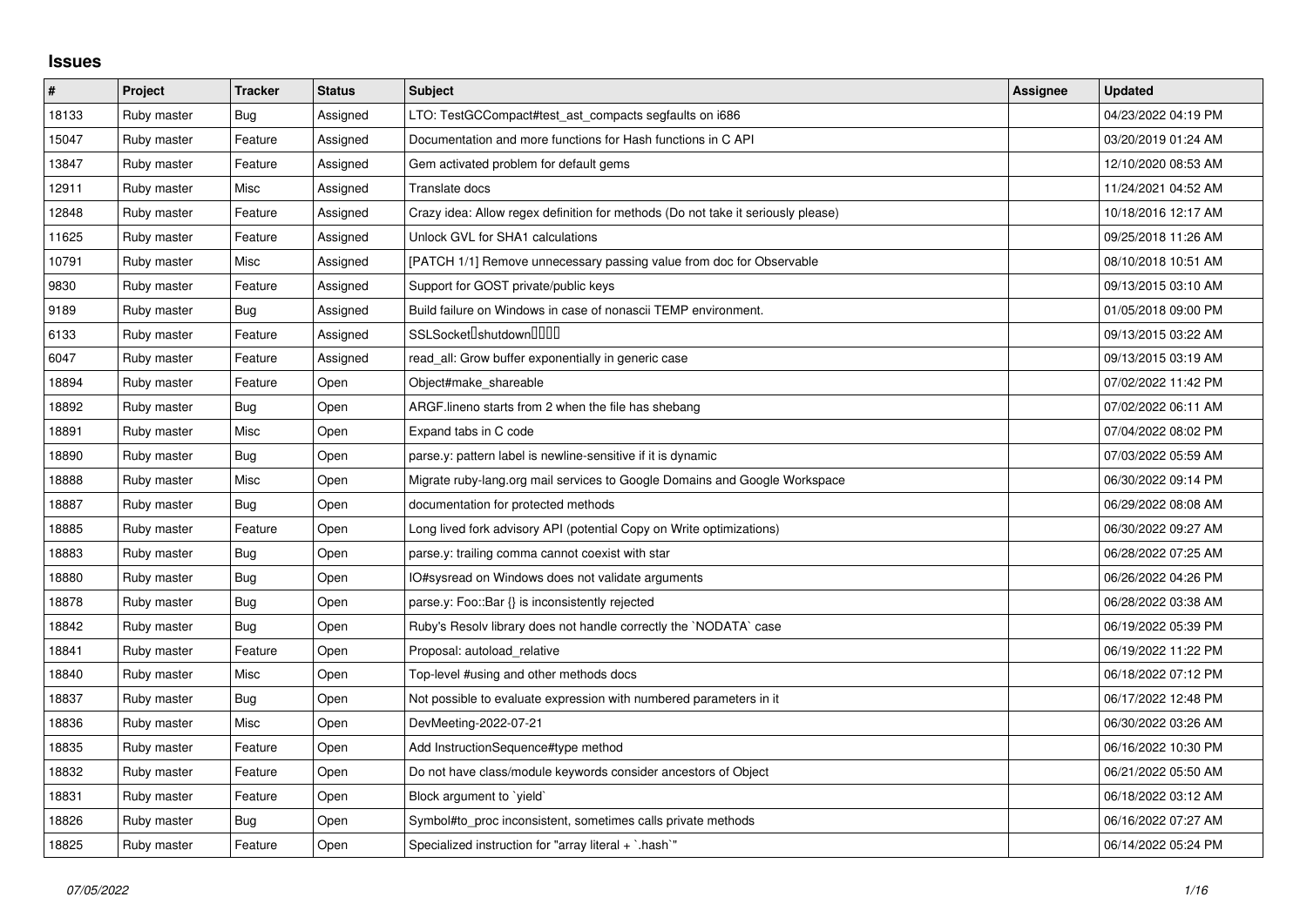## Issues

| # | Project | Tracker | Status | Subject | Assignee | Updated |
|---|---|---|---|---|---|---|
| 18133 | Ruby master | Bug | Assigned | LTO: TestGCCompact#test_ast_compacts segfaults on i686 | | 04/23/2022 04:19 PM |
| 15047 | Ruby master | Feature | Assigned | Documentation and more functions for Hash functions in C API | | 03/20/2019 01:24 AM |
| 13847 | Ruby master | Feature | Assigned | Gem activated problem for default gems | | 12/10/2020 08:53 AM |
| 12911 | Ruby master | Misc | Assigned | Translate docs | | 11/24/2021 04:52 AM |
| 12848 | Ruby master | Feature | Assigned | Crazy idea: Allow regex definition for methods (Do not take it seriously please) | | 10/18/2016 12:17 AM |
| 11625 | Ruby master | Feature | Assigned | Unlock GVL for SHA1 calculations | | 09/25/2018 11:26 AM |
| 10791 | Ruby master | Misc | Assigned | [PATCH 1/1] Remove unnecessary passing value from doc for Observable | | 08/10/2018 10:51 AM |
| 9830 | Ruby master | Feature | Assigned | Support for GOST private/public keys | | 09/13/2015 03:10 AM |
| 9189 | Ruby master | Bug | Assigned | Build failure on Windows in case of nonascii TEMP environment. | | 01/05/2018 09:00 PM |
| 6133 | Ruby master | Feature | Assigned | SSLSocket�shutdown���� | | 09/13/2015 03:22 AM |
| 6047 | Ruby master | Feature | Assigned | read_all: Grow buffer exponentially in generic case | | 09/13/2015 03:19 AM |
| 18894 | Ruby master | Feature | Open | Object#make_shareable | | 07/02/2022 11:42 PM |
| 18892 | Ruby master | Bug | Open | ARGF.lineno starts from 2 when the file has shebang | | 07/02/2022 06:11 AM |
| 18891 | Ruby master | Misc | Open | Expand tabs in C code | | 07/04/2022 08:02 PM |
| 18890 | Ruby master | Bug | Open | parse.y: pattern label is newline-sensitive if it is dynamic | | 07/03/2022 05:59 AM |
| 18888 | Ruby master | Misc | Open | Migrate ruby-lang.org mail services to Google Domains and Google Workspace | | 06/30/2022 09:14 PM |
| 18887 | Ruby master | Bug | Open | documentation for protected methods | | 06/29/2022 08:08 AM |
| 18885 | Ruby master | Feature | Open | Long lived fork advisory API (potential Copy on Write optimizations) | | 06/30/2022 09:27 AM |
| 18883 | Ruby master | Bug | Open | parse.y: trailing comma cannot coexist with star | | 06/28/2022 07:25 AM |
| 18880 | Ruby master | Bug | Open | IO#sysread on Windows does not validate arguments | | 06/26/2022 04:26 PM |
| 18878 | Ruby master | Bug | Open | parse.y: Foo::Bar {} is inconsistently rejected | | 06/28/2022 03:38 AM |
| 18842 | Ruby master | Bug | Open | Ruby's Resolv library does not handle correctly the `NODATA` case | | 06/19/2022 05:39 PM |
| 18841 | Ruby master | Feature | Open | Proposal: autoload_relative | | 06/19/2022 11:22 PM |
| 18840 | Ruby master | Misc | Open | Top-level #using and other methods docs | | 06/18/2022 07:12 PM |
| 18837 | Ruby master | Bug | Open | Not possible to evaluate expression with numbered parameters in it | | 06/17/2022 12:48 PM |
| 18836 | Ruby master | Misc | Open | DevMeeting-2022-07-21 | | 06/30/2022 03:26 AM |
| 18835 | Ruby master | Feature | Open | Add InstructionSequence#type method | | 06/16/2022 10:30 PM |
| 18832 | Ruby master | Feature | Open | Do not have class/module keywords consider ancestors of Object | | 06/21/2022 05:50 AM |
| 18831 | Ruby master | Feature | Open | Block argument to `yield` | | 06/18/2022 03:12 AM |
| 18826 | Ruby master | Bug | Open | Symbol#to_proc inconsistent, sometimes calls private methods | | 06/16/2022 07:27 AM |
| 18825 | Ruby master | Feature | Open | Specialized instruction for "array literal + `.hash`" | | 06/14/2022 05:24 PM |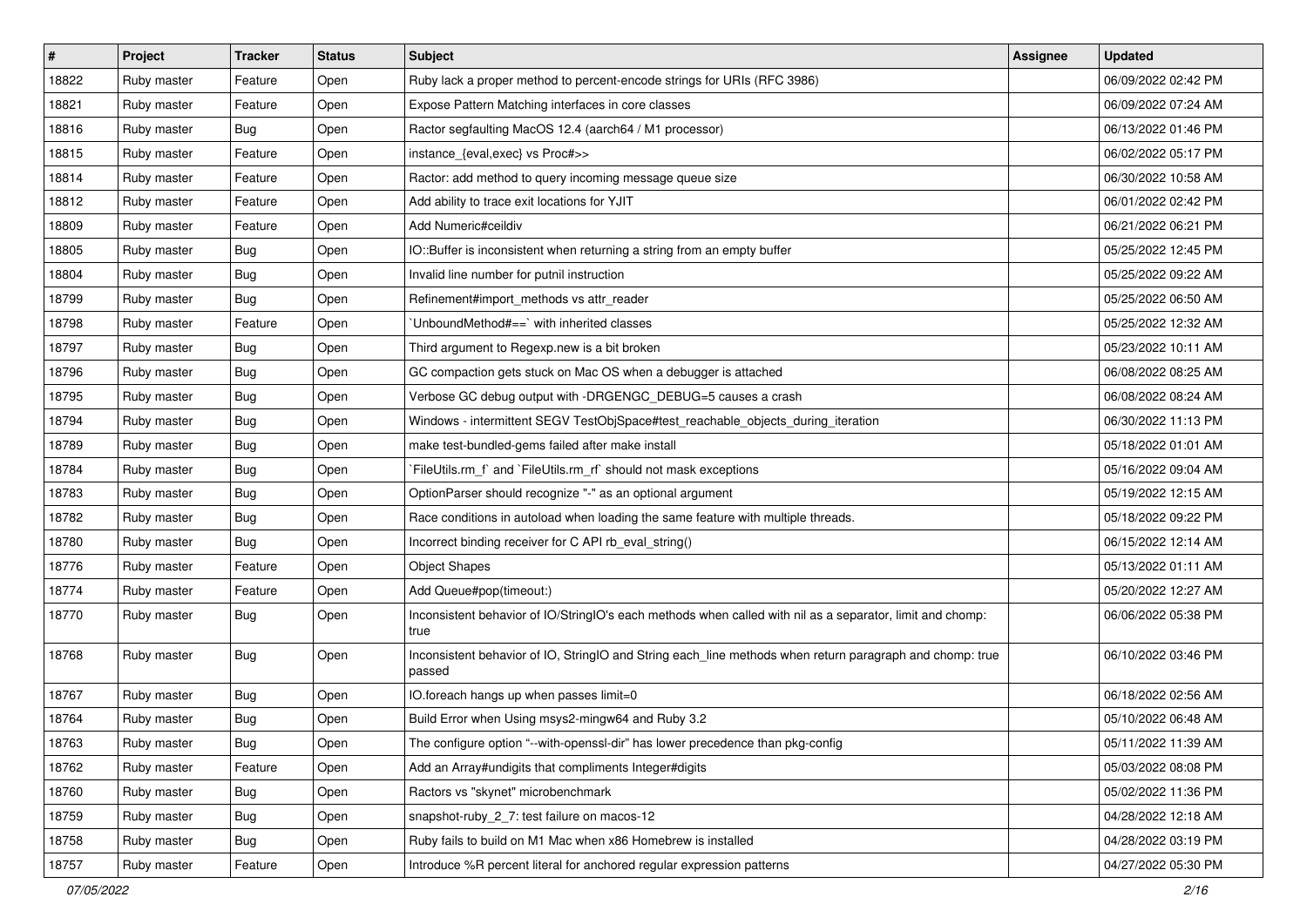| # | Project | Tracker | Status | Subject | Assignee | Updated |
|---|---|---|---|---|---|---|
| 18822 | Ruby master | Feature | Open | Ruby lack a proper method to percent-encode strings for URIs (RFC 3986) | | 06/09/2022 02:42 PM |
| 18821 | Ruby master | Feature | Open | Expose Pattern Matching interfaces in core classes | | 06/09/2022 07:24 AM |
| 18816 | Ruby master | Bug | Open | Ractor segfaulting MacOS 12.4 (aarch64 / M1 processor) | | 06/13/2022 01:46 PM |
| 18815 | Ruby master | Feature | Open | instance_{eval,exec} vs Proc#>> | | 06/02/2022 05:17 PM |
| 18814 | Ruby master | Feature | Open | Ractor: add method to query incoming message queue size | | 06/30/2022 10:58 AM |
| 18812 | Ruby master | Feature | Open | Add ability to trace exit locations for YJIT | | 06/01/2022 02:42 PM |
| 18809 | Ruby master | Feature | Open | Add Numeric#ceildiv | | 06/21/2022 06:21 PM |
| 18805 | Ruby master | Bug | Open | IO::Buffer is inconsistent when returning a string from an empty buffer | | 05/25/2022 12:45 PM |
| 18804 | Ruby master | Bug | Open | Invalid line number for putnil instruction | | 05/25/2022 09:22 AM |
| 18799 | Ruby master | Bug | Open | Refinement#import_methods vs attr_reader | | 05/25/2022 06:50 AM |
| 18798 | Ruby master | Feature | Open | `UnboundMethod#==` with inherited classes | | 05/25/2022 12:32 AM |
| 18797 | Ruby master | Bug | Open | Third argument to Regexp.new is a bit broken | | 05/23/2022 10:11 AM |
| 18796 | Ruby master | Bug | Open | GC compaction gets stuck on Mac OS when a debugger is attached | | 06/08/2022 08:25 AM |
| 18795 | Ruby master | Bug | Open | Verbose GC debug output with -DRGENGC_DEBUG=5 causes a crash | | 06/08/2022 08:24 AM |
| 18794 | Ruby master | Bug | Open | Windows - intermittent SEGV TestObjSpace#test_reachable_objects_during_iteration | | 06/30/2022 11:13 PM |
| 18789 | Ruby master | Bug | Open | make test-bundled-gems failed after make install | | 05/18/2022 01:01 AM |
| 18784 | Ruby master | Bug | Open | `FileUtils.rm_f` and `FileUtils.rm_rf` should not mask exceptions | | 05/16/2022 09:04 AM |
| 18783 | Ruby master | Bug | Open | OptionParser should recognize "-" as an optional argument | | 05/19/2022 12:15 AM |
| 18782 | Ruby master | Bug | Open | Race conditions in autoload when loading the same feature with multiple threads. | | 05/18/2022 09:22 PM |
| 18780 | Ruby master | Bug | Open | Incorrect binding receiver for C API rb_eval_string() | | 06/15/2022 12:14 AM |
| 18776 | Ruby master | Feature | Open | Object Shapes | | 05/13/2022 01:11 AM |
| 18774 | Ruby master | Feature | Open | Add Queue#pop(timeout:) | | 05/20/2022 12:27 AM |
| 18770 | Ruby master | Bug | Open | Inconsistent behavior of IO/StringIO's each methods when called with nil as a separator, limit and chomp: true | | 06/06/2022 05:38 PM |
| 18768 | Ruby master | Bug | Open | Inconsistent behavior of IO, StringIO and String each_line methods when return paragraph and chomp: true passed | | 06/10/2022 03:46 PM |
| 18767 | Ruby master | Bug | Open | IO.foreach hangs up when passes limit=0 | | 06/18/2022 02:56 AM |
| 18764 | Ruby master | Bug | Open | Build Error when Using msys2-mingw64 and Ruby 3.2 | | 05/10/2022 06:48 AM |
| 18763 | Ruby master | Bug | Open | The configure option "--with-openssl-dir" has lower precedence than pkg-config | | 05/11/2022 11:39 AM |
| 18762 | Ruby master | Feature | Open | Add an Array#undigits that compliments Integer#digits | | 05/03/2022 08:08 PM |
| 18760 | Ruby master | Bug | Open | Ractors vs "skynet" microbenchmark | | 05/02/2022 11:36 PM |
| 18759 | Ruby master | Bug | Open | snapshot-ruby_2_7: test failure on macos-12 | | 04/28/2022 12:18 AM |
| 18758 | Ruby master | Bug | Open | Ruby fails to build on M1 Mac when x86 Homebrew is installed | | 04/28/2022 03:19 PM |
| 18757 | Ruby master | Feature | Open | Introduce %R percent literal for anchored regular expression patterns | | 04/27/2022 05:30 PM |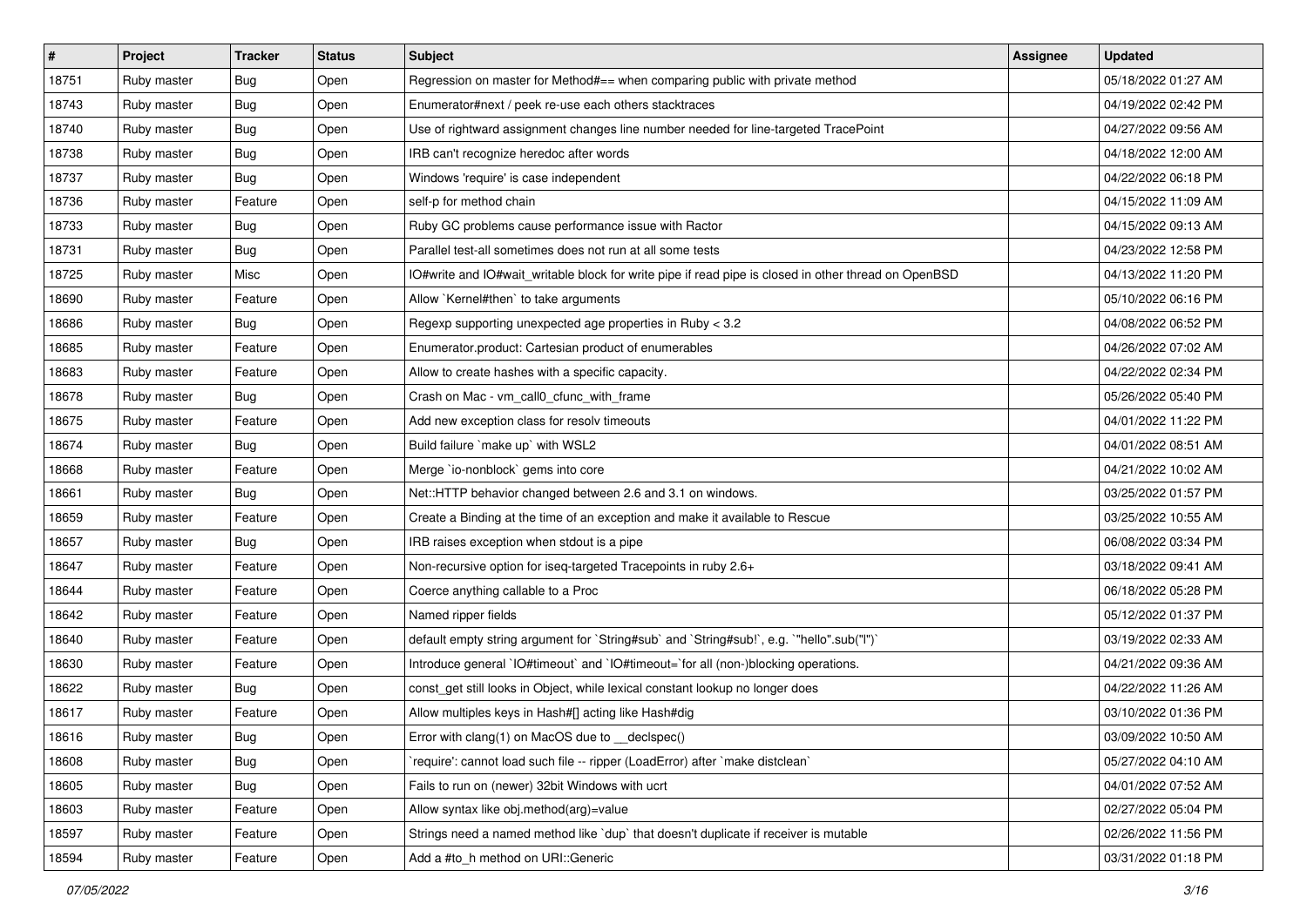| # | Project | Tracker | Status | Subject | Assignee | Updated |
|---|---|---|---|---|---|---|
| 18751 | Ruby master | Bug | Open | Regression on master for Method#== when comparing public with private method | | 05/18/2022 01:27 AM |
| 18743 | Ruby master | Bug | Open | Enumerator#next / peek re-use each others stacktraces | | 04/19/2022 02:42 PM |
| 18740 | Ruby master | Bug | Open | Use of rightward assignment changes line number needed for line-targeted TracePoint | | 04/27/2022 09:56 AM |
| 18738 | Ruby master | Bug | Open | IRB can't recognize heredoc after words | | 04/18/2022 12:00 AM |
| 18737 | Ruby master | Bug | Open | Windows 'require' is case independent | | 04/22/2022 06:18 PM |
| 18736 | Ruby master | Feature | Open | self-p for method chain | | 04/15/2022 11:09 AM |
| 18733 | Ruby master | Bug | Open | Ruby GC problems cause performance issue with Ractor | | 04/15/2022 09:13 AM |
| 18731 | Ruby master | Bug | Open | Parallel test-all sometimes does not run at all some tests | | 04/23/2022 12:58 PM |
| 18725 | Ruby master | Misc | Open | IO#write and IO#wait_writable block for write pipe if read pipe is closed in other thread on OpenBSD | | 04/13/2022 11:20 PM |
| 18690 | Ruby master | Feature | Open | Allow `Kernel#then` to take arguments | | 05/10/2022 06:16 PM |
| 18686 | Ruby master | Bug | Open | Regexp supporting unexpected age properties in Ruby < 3.2 | | 04/08/2022 06:52 PM |
| 18685 | Ruby master | Feature | Open | Enumerator.product: Cartesian product of enumerables | | 04/26/2022 07:02 AM |
| 18683 | Ruby master | Feature | Open | Allow to create hashes with a specific capacity. | | 04/22/2022 02:34 PM |
| 18678 | Ruby master | Bug | Open | Crash on Mac - vm_call0_cfunc_with_frame | | 05/26/2022 05:40 PM |
| 18675 | Ruby master | Feature | Open | Add new exception class for resolv timeouts | | 04/01/2022 11:22 PM |
| 18674 | Ruby master | Bug | Open | Build failure `make up` with WSL2 | | 04/01/2022 08:51 AM |
| 18668 | Ruby master | Feature | Open | Merge `io-nonblock` gems into core | | 04/21/2022 10:02 AM |
| 18661 | Ruby master | Bug | Open | Net::HTTP behavior changed between 2.6 and 3.1 on windows. | | 03/25/2022 01:57 PM |
| 18659 | Ruby master | Feature | Open | Create a Binding at the time of an exception and make it available to Rescue | | 03/25/2022 10:55 AM |
| 18657 | Ruby master | Bug | Open | IRB raises exception when stdout is a pipe | | 06/08/2022 03:34 PM |
| 18647 | Ruby master | Feature | Open | Non-recursive option for iseq-targeted Tracepoints in ruby 2.6+ | | 03/18/2022 09:41 AM |
| 18644 | Ruby master | Feature | Open | Coerce anything callable to a Proc | | 06/18/2022 05:28 PM |
| 18642 | Ruby master | Feature | Open | Named ripper fields | | 05/12/2022 01:37 PM |
| 18640 | Ruby master | Feature | Open | default empty string argument for `String#sub` and `String#sub!`, e.g. `"hello".sub("l")` | | 03/19/2022 02:33 AM |
| 18630 | Ruby master | Feature | Open | Introduce general `IO#timeout` and `IO#timeout=`for all (non-)blocking operations. | | 04/21/2022 09:36 AM |
| 18622 | Ruby master | Bug | Open | const_get still looks in Object, while lexical constant lookup no longer does | | 04/22/2022 11:26 AM |
| 18617 | Ruby master | Feature | Open | Allow multiples keys in Hash#[] acting like Hash#dig | | 03/10/2022 01:36 PM |
| 18616 | Ruby master | Bug | Open | Error with clang(1) on MacOS due to __declspec() | | 03/09/2022 10:50 AM |
| 18608 | Ruby master | Bug | Open | `require': cannot load such file -- ripper (LoadError) after `make distclean` | | 05/27/2022 04:10 AM |
| 18605 | Ruby master | Bug | Open | Fails to run on (newer) 32bit Windows with ucrt | | 04/01/2022 07:52 AM |
| 18603 | Ruby master | Feature | Open | Allow syntax like obj.method(arg)=value | | 02/27/2022 05:04 PM |
| 18597 | Ruby master | Feature | Open | Strings need a named method like `dup` that doesn't duplicate if receiver is mutable | | 02/26/2022 11:56 PM |
| 18594 | Ruby master | Feature | Open | Add a #to_h method on URI::Generic | | 03/31/2022 01:18 PM |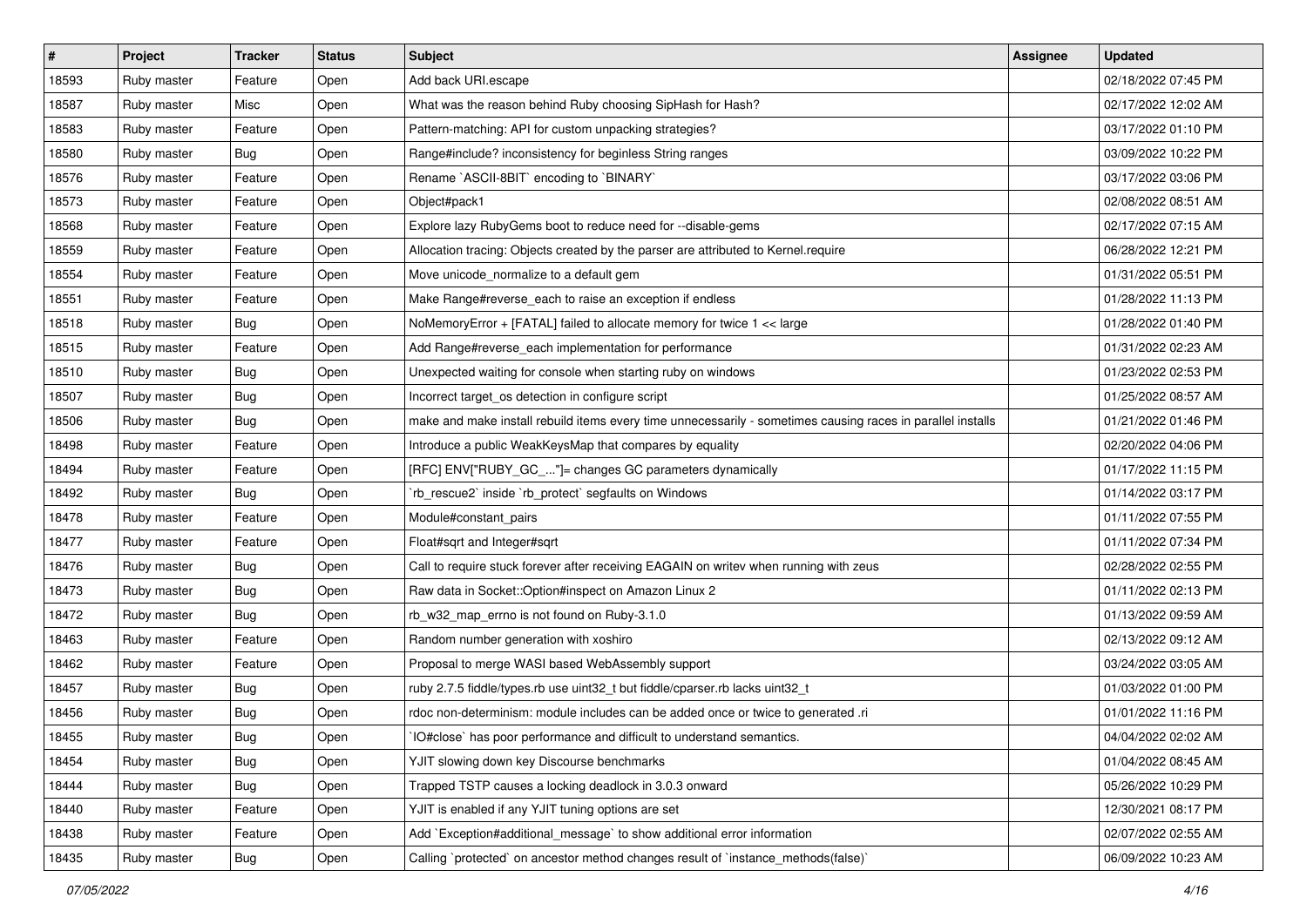| # | Project | Tracker | Status | Subject | Assignee | Updated |
| --- | --- | --- | --- | --- | --- | --- |
| 18593 | Ruby master | Feature | Open | Add back URI.escape | | 02/18/2022 07:45 PM |
| 18587 | Ruby master | Misc | Open | What was the reason behind Ruby choosing SipHash for Hash? | | 02/17/2022 12:02 AM |
| 18583 | Ruby master | Feature | Open | Pattern-matching: API for custom unpacking strategies? | | 03/17/2022 01:10 PM |
| 18580 | Ruby master | Bug | Open | Range#include? inconsistency for beginless String ranges | | 03/09/2022 10:22 PM |
| 18576 | Ruby master | Feature | Open | Rename `ASCII-8BIT` encoding to `BINARY` | | 03/17/2022 03:06 PM |
| 18573 | Ruby master | Feature | Open | Object#pack1 | | 02/08/2022 08:51 AM |
| 18568 | Ruby master | Feature | Open | Explore lazy RubyGems boot to reduce need for --disable-gems | | 02/17/2022 07:15 AM |
| 18559 | Ruby master | Feature | Open | Allocation tracing: Objects created by the parser are attributed to Kernel.require | | 06/28/2022 12:21 PM |
| 18554 | Ruby master | Feature | Open | Move unicode_normalize to a default gem | | 01/31/2022 05:51 PM |
| 18551 | Ruby master | Feature | Open | Make Range#reverse_each to raise an exception if endless | | 01/28/2022 11:13 PM |
| 18518 | Ruby master | Bug | Open | NoMemoryError + [FATAL] failed to allocate memory for twice 1 << large | | 01/28/2022 01:40 PM |
| 18515 | Ruby master | Feature | Open | Add Range#reverse_each implementation for performance | | 01/31/2022 02:23 AM |
| 18510 | Ruby master | Bug | Open | Unexpected waiting for console when starting ruby on windows | | 01/23/2022 02:53 PM |
| 18507 | Ruby master | Bug | Open | Incorrect target_os detection in configure script | | 01/25/2022 08:57 AM |
| 18506 | Ruby master | Bug | Open | make and make install rebuild items every time unnecessarily - sometimes causing races in parallel installs | | 01/21/2022 01:46 PM |
| 18498 | Ruby master | Feature | Open | Introduce a public WeakKeysMap that compares by equality | | 02/20/2022 04:06 PM |
| 18494 | Ruby master | Feature | Open | [RFC] ENV["RUBY_GC_..."]= changes GC parameters dynamically | | 01/17/2022 11:15 PM |
| 18492 | Ruby master | Bug | Open | `rb_rescue2` inside `rb_protect` segfaults on Windows | | 01/14/2022 03:17 PM |
| 18478 | Ruby master | Feature | Open | Module#constant_pairs | | 01/11/2022 07:55 PM |
| 18477 | Ruby master | Feature | Open | Float#sqrt and Integer#sqrt | | 01/11/2022 07:34 PM |
| 18476 | Ruby master | Bug | Open | Call to require stuck forever after receiving EAGAIN on writev when running with zeus | | 02/28/2022 02:55 PM |
| 18473 | Ruby master | Bug | Open | Raw data in Socket::Option#inspect on Amazon Linux 2 | | 01/11/2022 02:13 PM |
| 18472 | Ruby master | Bug | Open | rb_w32_map_errno is not found on Ruby-3.1.0 | | 01/13/2022 09:59 AM |
| 18463 | Ruby master | Feature | Open | Random number generation with xoshiro | | 02/13/2022 09:12 AM |
| 18462 | Ruby master | Feature | Open | Proposal to merge WASI based WebAssembly support | | 03/24/2022 03:05 AM |
| 18457 | Ruby master | Bug | Open | ruby 2.7.5 fiddle/types.rb use uint32_t but fiddle/cparser.rb lacks uint32_t | | 01/03/2022 01:00 PM |
| 18456 | Ruby master | Bug | Open | rdoc non-determinism: module includes can be added once or twice to generated .ri | | 01/01/2022 11:16 PM |
| 18455 | Ruby master | Bug | Open | `IO#close` has poor performance and difficult to understand semantics. | | 04/04/2022 02:02 AM |
| 18454 | Ruby master | Bug | Open | YJIT slowing down key Discourse benchmarks | | 01/04/2022 08:45 AM |
| 18444 | Ruby master | Bug | Open | Trapped TSTP causes a locking deadlock in 3.0.3 onward | | 05/26/2022 10:29 PM |
| 18440 | Ruby master | Feature | Open | YJIT is enabled if any YJIT tuning options are set | | 12/30/2021 08:17 PM |
| 18438 | Ruby master | Feature | Open | Add `Exception#additional_message` to show additional error information | | 02/07/2022 02:55 AM |
| 18435 | Ruby master | Bug | Open | Calling `protected` on ancestor method changes result of `instance_methods(false)` | | 06/09/2022 10:23 AM |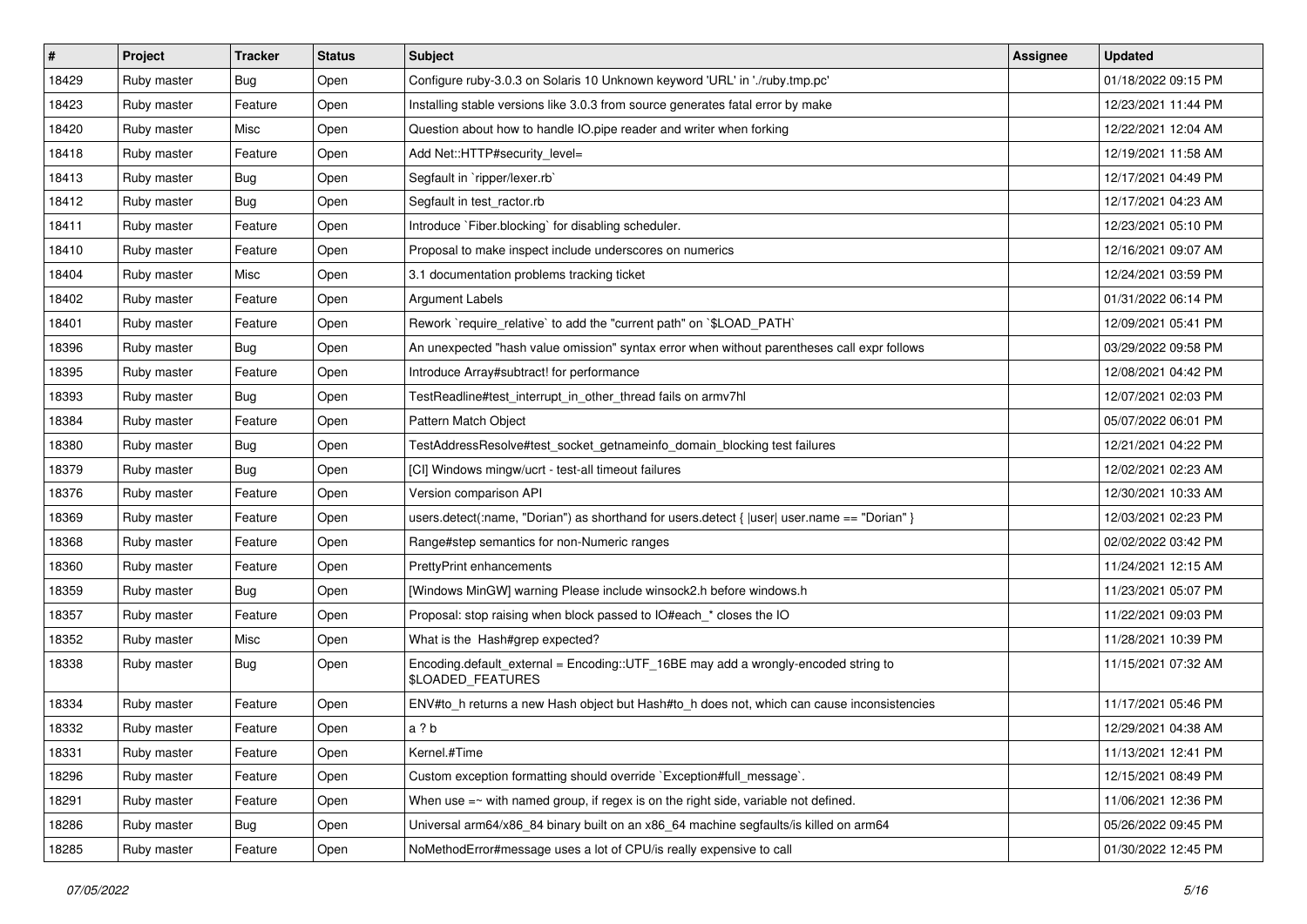| # | Project | Tracker | Status | Subject | Assignee | Updated |
|---|---|---|---|---|---|---|
| 18429 | Ruby master | Bug | Open | Configure ruby-3.0.3 on Solaris 10 Unknown keyword 'URL' in './ruby.tmp.pc' | | 01/18/2022 09:15 PM |
| 18423 | Ruby master | Feature | Open | Installing stable versions like 3.0.3 from source generates fatal error by make | | 12/23/2021 11:44 PM |
| 18420 | Ruby master | Misc | Open | Question about how to handle IO.pipe reader and writer when forking | | 12/22/2021 12:04 AM |
| 18418 | Ruby master | Feature | Open | Add Net::HTTP#security_level= | | 12/19/2021 11:58 AM |
| 18413 | Ruby master | Bug | Open | Segfault in `ripper/lexer.rb` | | 12/17/2021 04:49 PM |
| 18412 | Ruby master | Bug | Open | Segfault in test_ractor.rb | | 12/17/2021 04:23 AM |
| 18411 | Ruby master | Feature | Open | Introduce `Fiber.blocking` for disabling scheduler. | | 12/23/2021 05:10 PM |
| 18410 | Ruby master | Feature | Open | Proposal to make inspect include underscores on numerics | | 12/16/2021 09:07 AM |
| 18404 | Ruby master | Misc | Open | 3.1 documentation problems tracking ticket | | 12/24/2021 03:59 PM |
| 18402 | Ruby master | Feature | Open | Argument Labels | | 01/31/2022 06:14 PM |
| 18401 | Ruby master | Feature | Open | Rework `require_relative` to add the "current path" on `$LOAD_PATH` | | 12/09/2021 05:41 PM |
| 18396 | Ruby master | Bug | Open | An unexpected "hash value omission" syntax error when without parentheses call expr follows | | 03/29/2022 09:58 PM |
| 18395 | Ruby master | Feature | Open | Introduce Array#subtract! for performance | | 12/08/2021 04:42 PM |
| 18393 | Ruby master | Bug | Open | TestReadline#test_interrupt_in_other_thread fails on armv7hl | | 12/07/2021 02:03 PM |
| 18384 | Ruby master | Feature | Open | Pattern Match Object | | 05/07/2022 06:01 PM |
| 18380 | Ruby master | Bug | Open | TestAddressResolve#test_socket_getnameinfo_domain_blocking test failures | | 12/21/2021 04:22 PM |
| 18379 | Ruby master | Bug | Open | [CI] Windows mingw/ucrt - test-all timeout failures | | 12/02/2021 02:23 AM |
| 18376 | Ruby master | Feature | Open | Version comparison API | | 12/30/2021 10:33 AM |
| 18369 | Ruby master | Feature | Open | users.detect(:name, "Dorian") as shorthand for users.detect { \|user\| user.name == "Dorian" } | | 12/03/2021 02:23 PM |
| 18368 | Ruby master | Feature | Open | Range#step semantics for non-Numeric ranges | | 02/02/2022 03:42 PM |
| 18360 | Ruby master | Feature | Open | PrettyPrint enhancements | | 11/24/2021 12:15 AM |
| 18359 | Ruby master | Bug | Open | [Windows MinGW] warning Please include winsock2.h before windows.h | | 11/23/2021 05:07 PM |
| 18357 | Ruby master | Feature | Open | Proposal: stop raising when block passed to IO#each_* closes the IO | | 11/22/2021 09:03 PM |
| 18352 | Ruby master | Misc | Open | What is the Hash#grep expected? | | 11/28/2021 10:39 PM |
| 18338 | Ruby master | Bug | Open | Encoding.default_external = Encoding::UTF_16BE may add a wrongly-encoded string to $LOADED_FEATURES | | 11/15/2021 07:32 AM |
| 18334 | Ruby master | Feature | Open | ENV#to_h returns a new Hash object but Hash#to_h does not, which can cause inconsistencies | | 11/17/2021 05:46 PM |
| 18332 | Ruby master | Feature | Open | a ? b | | 12/29/2021 04:38 AM |
| 18331 | Ruby master | Feature | Open | Kernel.#Time | | 11/13/2021 12:41 PM |
| 18296 | Ruby master | Feature | Open | Custom exception formatting should override `Exception#full_message`. | | 12/15/2021 08:49 PM |
| 18291 | Ruby master | Feature | Open | When use =~ with named group, if regex is on the right side, variable not defined. | | 11/06/2021 12:36 PM |
| 18286 | Ruby master | Bug | Open | Universal arm64/x86_84 binary built on an x86_64 machine segfaults/is killed on arm64 | | 05/26/2022 09:45 PM |
| 18285 | Ruby master | Feature | Open | NoMethodError#message uses a lot of CPU/is really expensive to call | | 01/30/2022 12:45 PM |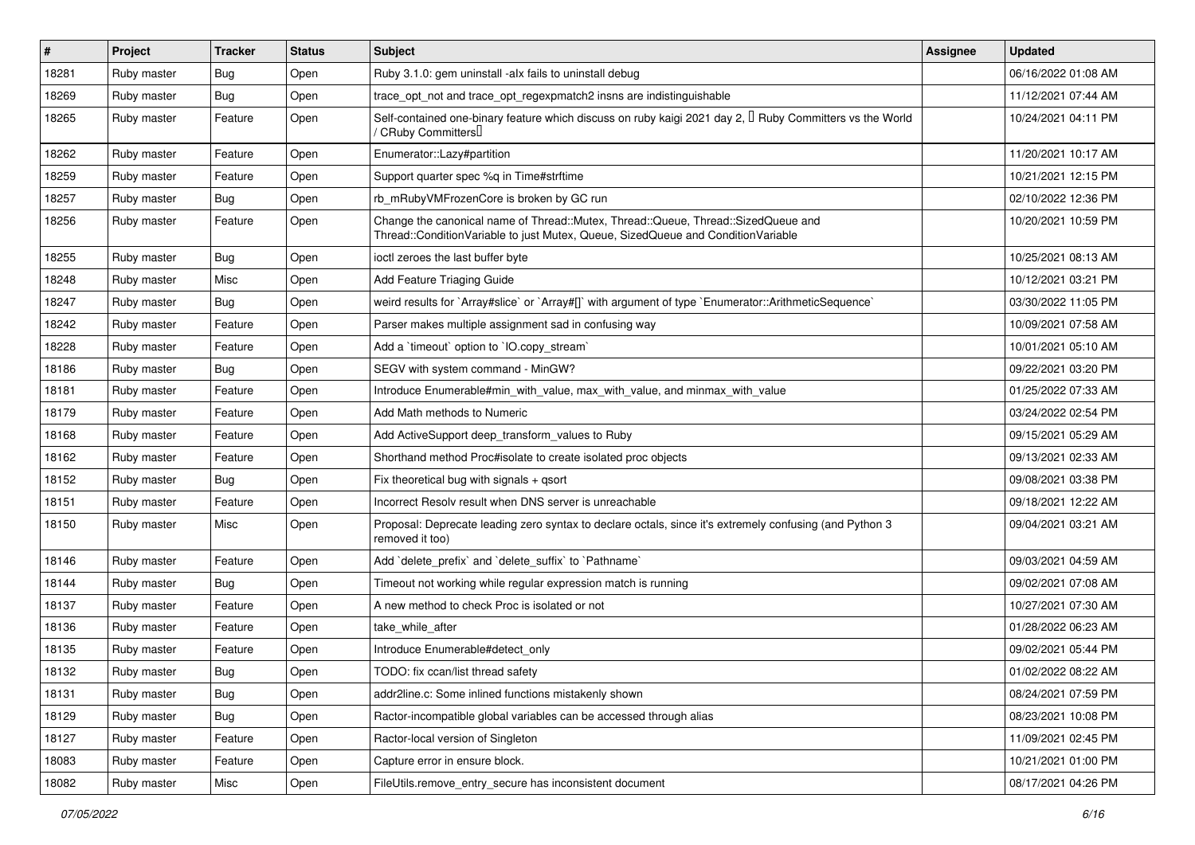| # | Project | Tracker | Status | Subject | Assignee | Updated |
|---|---|---|---|---|---|---|
| 18281 | Ruby master | Bug | Open | Ruby 3.1.0: gem uninstall -alx fails to uninstall debug | | 06/16/2022 01:08 AM |
| 18269 | Ruby master | Bug | Open | trace_opt_not and trace_opt_regexpmatch2 insns are indistinguishable | | 11/12/2021 07:44 AM |
| 18265 | Ruby master | Feature | Open | Self-contained one-binary feature which discuss on ruby kaigi 2021 day 2, 「Ruby Committers vs the World / CRuby Committers」 | | 10/24/2021 04:11 PM |
| 18262 | Ruby master | Feature | Open | Enumerator::Lazy#partition | | 11/20/2021 10:17 AM |
| 18259 | Ruby master | Feature | Open | Support quarter spec %q in Time#strftime | | 10/21/2021 12:15 PM |
| 18257 | Ruby master | Bug | Open | rb_mRubyVMFrozenCore is broken by GC run | | 02/10/2022 12:36 PM |
| 18256 | Ruby master | Feature | Open | Change the canonical name of Thread::Mutex, Thread::Queue, Thread::SizedQueue and Thread::ConditionVariable to just Mutex, Queue, SizedQueue and ConditionVariable | | 10/20/2021 10:59 PM |
| 18255 | Ruby master | Bug | Open | ioctl zeroes the last buffer byte | | 10/25/2021 08:13 AM |
| 18248 | Ruby master | Misc | Open | Add Feature Triaging Guide | | 10/12/2021 03:21 PM |
| 18247 | Ruby master | Bug | Open | weird results for `Array#slice` or `Array#[]` with argument of type `Enumerator::ArithmeticSequence` | | 03/30/2022 11:05 PM |
| 18242 | Ruby master | Feature | Open | Parser makes multiple assignment sad in confusing way | | 10/09/2021 07:58 AM |
| 18228 | Ruby master | Feature | Open | Add a `timeout` option to `IO.copy_stream` | | 10/01/2021 05:10 AM |
| 18186 | Ruby master | Bug | Open | SEGV with system command - MinGW? | | 09/22/2021 03:20 PM |
| 18181 | Ruby master | Feature | Open | Introduce Enumerable#min_with_value, max_with_value, and minmax_with_value | | 01/25/2022 07:33 AM |
| 18179 | Ruby master | Feature | Open | Add Math methods to Numeric | | 03/24/2022 02:54 PM |
| 18168 | Ruby master | Feature | Open | Add ActiveSupport deep_transform_values to Ruby | | 09/15/2021 05:29 AM |
| 18162 | Ruby master | Feature | Open | Shorthand method Proc#isolate to create isolated proc objects | | 09/13/2021 02:33 AM |
| 18152 | Ruby master | Bug | Open | Fix theoretical bug with signals + qsort | | 09/08/2021 03:38 PM |
| 18151 | Ruby master | Feature | Open | Incorrect Resolv result when DNS server is unreachable | | 09/18/2021 12:22 AM |
| 18150 | Ruby master | Misc | Open | Proposal: Deprecate leading zero syntax to declare octals, since it's extremely confusing (and Python 3 removed it too) | | 09/04/2021 03:21 AM |
| 18146 | Ruby master | Feature | Open | Add `delete_prefix` and `delete_suffix` to `Pathname` | | 09/03/2021 04:59 AM |
| 18144 | Ruby master | Bug | Open | Timeout not working while regular expression match is running | | 09/02/2021 07:08 AM |
| 18137 | Ruby master | Feature | Open | A new method to check Proc is isolated or not | | 10/27/2021 07:30 AM |
| 18136 | Ruby master | Feature | Open | take_while_after | | 01/28/2022 06:23 AM |
| 18135 | Ruby master | Feature | Open | Introduce Enumerable#detect_only | | 09/02/2021 05:44 PM |
| 18132 | Ruby master | Bug | Open | TODO: fix ccan/list thread safety | | 01/02/2022 08:22 AM |
| 18131 | Ruby master | Bug | Open | addr2line.c: Some inlined functions mistakenly shown | | 08/24/2021 07:59 PM |
| 18129 | Ruby master | Bug | Open | Ractor-incompatible global variables can be accessed through alias | | 08/23/2021 10:08 PM |
| 18127 | Ruby master | Feature | Open | Ractor-local version of Singleton | | 11/09/2021 02:45 PM |
| 18083 | Ruby master | Feature | Open | Capture error in ensure block. | | 10/21/2021 01:00 PM |
| 18082 | Ruby master | Misc | Open | FileUtils.remove_entry_secure has inconsistent document | | 08/17/2021 04:26 PM |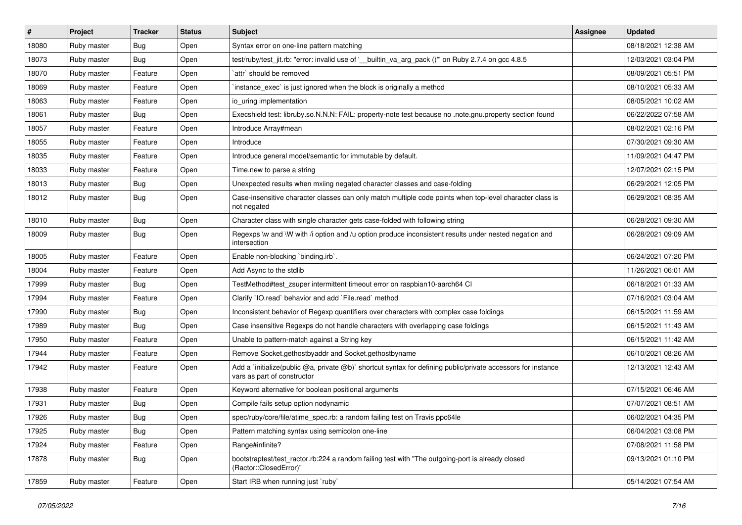| # | Project | Tracker | Status | Subject | Assignee | Updated |
| --- | --- | --- | --- | --- | --- | --- |
| 18080 | Ruby master | Bug | Open | Syntax error on one-line pattern matching | | 08/18/2021 12:38 AM |
| 18073 | Ruby master | Bug | Open | test/ruby/test_jit.rb: "error: invalid use of '__builtin_va_arg_pack ()'" on Ruby 2.7.4 on gcc 4.8.5 | | 12/03/2021 03:04 PM |
| 18070 | Ruby master | Feature | Open | `attr` should be removed | | 08/09/2021 05:51 PM |
| 18069 | Ruby master | Feature | Open | `instance_exec` is just ignored when the block is originally a method | | 08/10/2021 05:33 AM |
| 18063 | Ruby master | Feature | Open | io_uring implementation | | 08/05/2021 10:02 AM |
| 18061 | Ruby master | Bug | Open | Execshield test: libruby.so.N.N.N: FAIL: property-note test because no .note.gnu.property section found | | 06/22/2022 07:58 AM |
| 18057 | Ruby master | Feature | Open | Introduce Array#mean | | 08/02/2021 02:16 PM |
| 18055 | Ruby master | Feature | Open | Introduce | | 07/30/2021 09:30 AM |
| 18035 | Ruby master | Feature | Open | Introduce general model/semantic for immutable by default. | | 11/09/2021 04:47 PM |
| 18033 | Ruby master | Feature | Open | Time.new to parse a string | | 12/07/2021 02:15 PM |
| 18013 | Ruby master | Bug | Open | Unexpected results when mxiing negated character classes and case-folding | | 06/29/2021 12:05 PM |
| 18012 | Ruby master | Bug | Open | Case-insensitive character classes can only match multiple code points when top-level character class is not negated | | 06/29/2021 08:35 AM |
| 18010 | Ruby master | Bug | Open | Character class with single character gets case-folded with following string | | 06/28/2021 09:30 AM |
| 18009 | Ruby master | Bug | Open | Regexps \w and \W with /i option and /u option produce inconsistent results under nested negation and intersection | | 06/28/2021 09:09 AM |
| 18005 | Ruby master | Feature | Open | Enable non-blocking `binding.irb`. | | 06/24/2021 07:20 PM |
| 18004 | Ruby master | Feature | Open | Add Async to the stdlib | | 11/26/2021 06:01 AM |
| 17999 | Ruby master | Bug | Open | TestMethod#test_zsuper intermittent timeout error on raspbian10-aarch64 CI | | 06/18/2021 01:33 AM |
| 17994 | Ruby master | Feature | Open | Clarify `IO.read` behavior and add `File.read` method | | 07/16/2021 03:04 AM |
| 17990 | Ruby master | Bug | Open | Inconsistent behavior of Regexp quantifiers over characters with complex case foldings | | 06/15/2021 11:59 AM |
| 17989 | Ruby master | Bug | Open | Case insensitive Regexps do not handle characters with overlapping case foldings | | 06/15/2021 11:43 AM |
| 17950 | Ruby master | Feature | Open | Unable to pattern-match against a String key | | 06/15/2021 11:42 AM |
| 17944 | Ruby master | Feature | Open | Remove Socket.gethostbyaddr and Socket.gethostbyname | | 06/10/2021 08:26 AM |
| 17942 | Ruby master | Feature | Open | Add a `initialize(public @a, private @b)` shortcut syntax for defining public/private accessors for instance vars as part of constructor | | 12/13/2021 12:43 AM |
| 17938 | Ruby master | Feature | Open | Keyword alternative for boolean positional arguments | | 07/15/2021 06:46 AM |
| 17931 | Ruby master | Bug | Open | Compile fails setup option nodynamic | | 07/07/2021 08:51 AM |
| 17926 | Ruby master | Bug | Open | spec/ruby/core/file/atime_spec.rb: a random failing test on Travis ppc64le | | 06/02/2021 04:35 PM |
| 17925 | Ruby master | Bug | Open | Pattern matching syntax using semicolon one-line | | 06/04/2021 03:08 PM |
| 17924 | Ruby master | Feature | Open | Range#infinite? | | 07/08/2021 11:58 PM |
| 17878 | Ruby master | Bug | Open | bootstraptest/test_ractor.rb:224 a random failing test with "The outgoing-port is already closed (Ractor::ClosedError)" | | 09/13/2021 01:10 PM |
| 17859 | Ruby master | Feature | Open | Start IRB when running just `ruby` | | 05/14/2021 07:54 AM |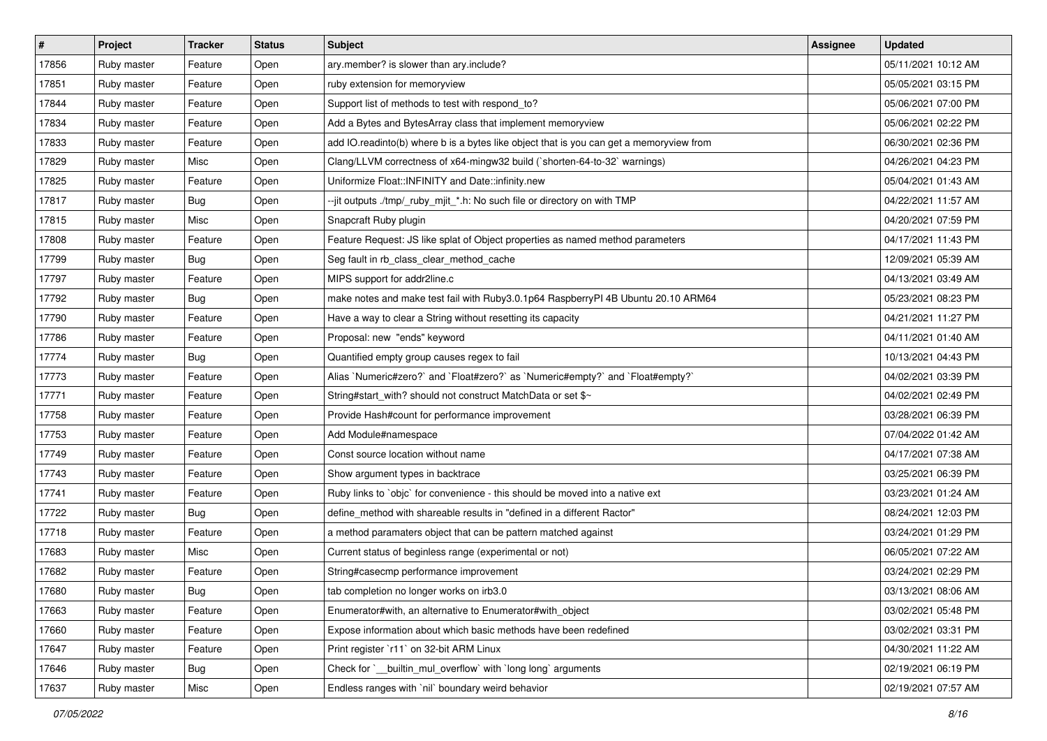| # | Project | Tracker | Status | Subject | Assignee | Updated |
|---|---|---|---|---|---|---|
| 17856 | Ruby master | Feature | Open | ary.member? is slower than ary.include? | | 05/11/2021 10:12 AM |
| 17851 | Ruby master | Feature | Open | ruby extension for memoryview | | 05/05/2021 03:15 PM |
| 17844 | Ruby master | Feature | Open | Support list of methods to test with respond_to? | | 05/06/2021 07:00 PM |
| 17834 | Ruby master | Feature | Open | Add a Bytes and BytesArray class that implement memoryview | | 05/06/2021 02:22 PM |
| 17833 | Ruby master | Feature | Open | add IO.readinto(b) where b is a bytes like object that is you can get a memoryview from | | 06/30/2021 02:36 PM |
| 17829 | Ruby master | Misc | Open | Clang/LLVM correctness of x64-mingw32 build (`shorten-64-to-32` warnings) | | 04/26/2021 04:23 PM |
| 17825 | Ruby master | Feature | Open | Uniformize Float::INFINITY and Date::infinity.new | | 05/04/2021 01:43 AM |
| 17817 | Ruby master | Bug | Open | --jit outputs ./tmp/_ruby_mjit_*.h: No such file or directory on with TMP | | 04/22/2021 11:57 AM |
| 17815 | Ruby master | Misc | Open | Snapcraft Ruby plugin | | 04/20/2021 07:59 PM |
| 17808 | Ruby master | Feature | Open | Feature Request: JS like splat of Object properties as named method parameters | | 04/17/2021 11:43 PM |
| 17799 | Ruby master | Bug | Open | Seg fault in rb_class_clear_method_cache | | 12/09/2021 05:39 AM |
| 17797 | Ruby master | Feature | Open | MIPS support for addr2line.c | | 04/13/2021 03:49 AM |
| 17792 | Ruby master | Bug | Open | make notes and make test fail with Ruby3.0.1p64 RaspberryPI 4B Ubuntu 20.10 ARM64 | | 05/23/2021 08:23 PM |
| 17790 | Ruby master | Feature | Open | Have a way to clear a String without resetting its capacity | | 04/21/2021 11:27 PM |
| 17786 | Ruby master | Feature | Open | Proposal: new "ends" keyword | | 04/11/2021 01:40 AM |
| 17774 | Ruby master | Bug | Open | Quantified empty group causes regex to fail | | 10/13/2021 04:43 PM |
| 17773 | Ruby master | Feature | Open | Alias `Numeric#zero?` and `Float#zero?` as `Numeric#empty?` and `Float#empty?` | | 04/02/2021 03:39 PM |
| 17771 | Ruby master | Feature | Open | String#start_with? should not construct MatchData or set $~ | | 04/02/2021 02:49 PM |
| 17758 | Ruby master | Feature | Open | Provide Hash#count for performance improvement | | 03/28/2021 06:39 PM |
| 17753 | Ruby master | Feature | Open | Add Module#namespace | | 07/04/2022 01:42 AM |
| 17749 | Ruby master | Feature | Open | Const source location without name | | 04/17/2021 07:38 AM |
| 17743 | Ruby master | Feature | Open | Show argument types in backtrace | | 03/25/2021 06:39 PM |
| 17741 | Ruby master | Feature | Open | Ruby links to `objc` for convenience - this should be moved into a native ext | | 03/23/2021 01:24 AM |
| 17722 | Ruby master | Bug | Open | define_method with shareable results in "defined in a different Ractor" | | 08/24/2021 12:03 PM |
| 17718 | Ruby master | Feature | Open | a method paramaters object that can be pattern matched against | | 03/24/2021 01:29 PM |
| 17683 | Ruby master | Misc | Open | Current status of beginless range (experimental or not) | | 06/05/2021 07:22 AM |
| 17682 | Ruby master | Feature | Open | String#casecmp performance improvement | | 03/24/2021 02:29 PM |
| 17680 | Ruby master | Bug | Open | tab completion no longer works on irb3.0 | | 03/13/2021 08:06 AM |
| 17663 | Ruby master | Feature | Open | Enumerator#with, an alternative to Enumerator#with_object | | 03/02/2021 05:48 PM |
| 17660 | Ruby master | Feature | Open | Expose information about which basic methods have been redefined | | 03/02/2021 03:31 PM |
| 17647 | Ruby master | Feature | Open | Print register `r11` on 32-bit ARM Linux | | 04/30/2021 11:22 AM |
| 17646 | Ruby master | Bug | Open | Check for `__builtin_mul_overflow` with `long long` arguments | | 02/19/2021 06:19 PM |
| 17637 | Ruby master | Misc | Open | Endless ranges with `nil` boundary weird behavior | | 02/19/2021 07:57 AM |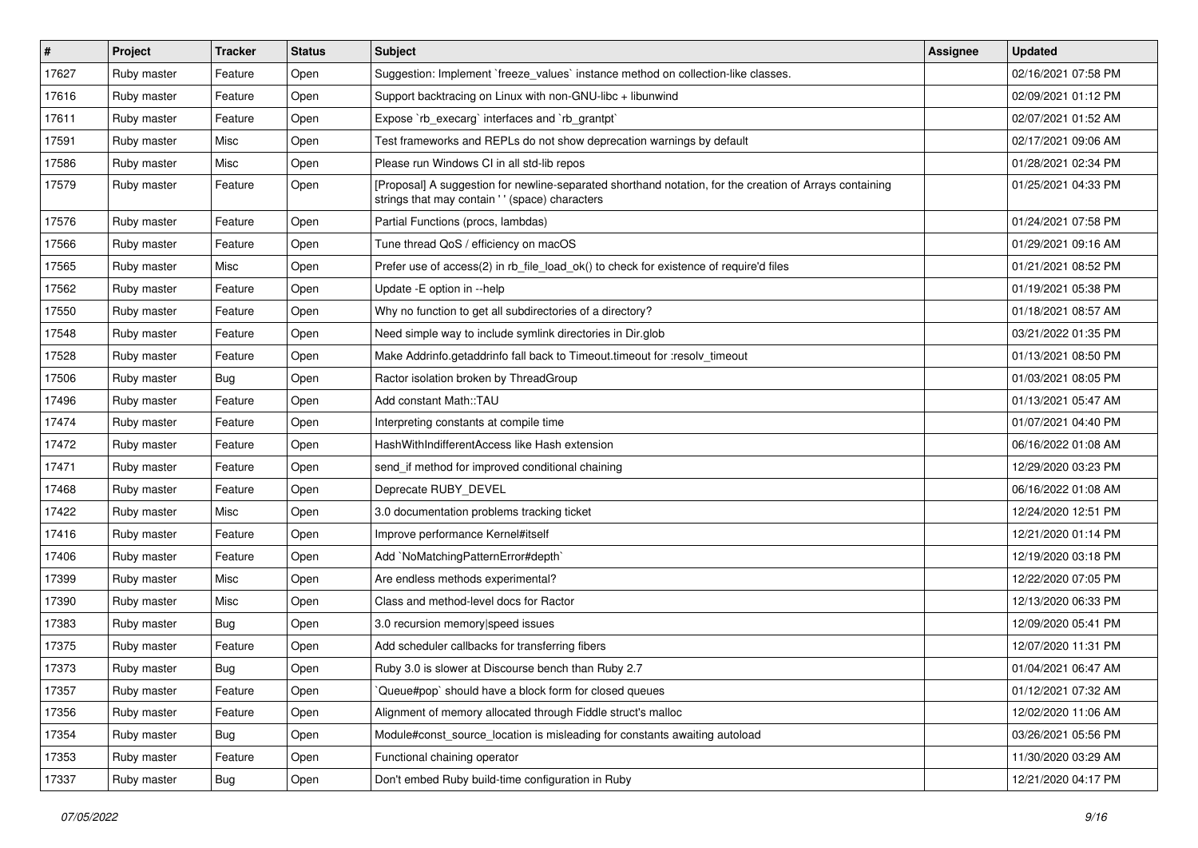| # | Project | Tracker | Status | Subject | Assignee | Updated |
| --- | --- | --- | --- | --- | --- | --- |
| 17627 | Ruby master | Feature | Open | Suggestion: Implement `freeze_values` instance method on collection-like classes. | | 02/16/2021 07:58 PM |
| 17616 | Ruby master | Feature | Open | Support backtracing on Linux with non-GNU-libc + libunwind | | 02/09/2021 01:12 PM |
| 17611 | Ruby master | Feature | Open | Expose `rb_execarg` interfaces and `rb_grantpt` | | 02/07/2021 01:52 AM |
| 17591 | Ruby master | Misc | Open | Test frameworks and REPLs do not show deprecation warnings by default | | 02/17/2021 09:06 AM |
| 17586 | Ruby master | Misc | Open | Please run Windows CI in all std-lib repos | | 01/28/2021 02:34 PM |
| 17579 | Ruby master | Feature | Open | [Proposal] A suggestion for newline-separated shorthand notation, for the creation of Arrays containing strings that may contain ' ' (space) characters | | 01/25/2021 04:33 PM |
| 17576 | Ruby master | Feature | Open | Partial Functions (procs, lambdas) | | 01/24/2021 07:58 PM |
| 17566 | Ruby master | Feature | Open | Tune thread QoS / efficiency on macOS | | 01/29/2021 09:16 AM |
| 17565 | Ruby master | Misc | Open | Prefer use of access(2) in rb_file_load_ok() to check for existence of require'd files | | 01/21/2021 08:52 PM |
| 17562 | Ruby master | Feature | Open | Update -E option in --help | | 01/19/2021 05:38 PM |
| 17550 | Ruby master | Feature | Open | Why no function to get all subdirectories of a directory? | | 01/18/2021 08:57 AM |
| 17548 | Ruby master | Feature | Open | Need simple way to include symlink directories in Dir.glob | | 03/21/2022 01:35 PM |
| 17528 | Ruby master | Feature | Open | Make Addrinfo.getaddrinfo fall back to Timeout.timeout for :resolv_timeout | | 01/13/2021 08:50 PM |
| 17506 | Ruby master | Bug | Open | Ractor isolation broken by ThreadGroup | | 01/03/2021 08:05 PM |
| 17496 | Ruby master | Feature | Open | Add constant Math::TAU | | 01/13/2021 05:47 AM |
| 17474 | Ruby master | Feature | Open | Interpreting constants at compile time | | 01/07/2021 04:40 PM |
| 17472 | Ruby master | Feature | Open | HashWithIndifferentAccess like Hash extension | | 06/16/2022 01:08 AM |
| 17471 | Ruby master | Feature | Open | send_if method for improved conditional chaining | | 12/29/2020 03:23 PM |
| 17468 | Ruby master | Feature | Open | Deprecate RUBY_DEVEL | | 06/16/2022 01:08 AM |
| 17422 | Ruby master | Misc | Open | 3.0 documentation problems tracking ticket | | 12/24/2020 12:51 PM |
| 17416 | Ruby master | Feature | Open | Improve performance Kernel#itself | | 12/21/2020 01:14 PM |
| 17406 | Ruby master | Feature | Open | Add `NoMatchingPatternError#depth` | | 12/19/2020 03:18 PM |
| 17399 | Ruby master | Misc | Open | Are endless methods experimental? | | 12/22/2020 07:05 PM |
| 17390 | Ruby master | Misc | Open | Class and method-level docs for Ractor | | 12/13/2020 06:33 PM |
| 17383 | Ruby master | Bug | Open | 3.0 recursion memory\|speed issues | | 12/09/2020 05:41 PM |
| 17375 | Ruby master | Feature | Open | Add scheduler callbacks for transferring fibers | | 12/07/2020 11:31 PM |
| 17373 | Ruby master | Bug | Open | Ruby 3.0 is slower at Discourse bench than Ruby 2.7 | | 01/04/2021 06:47 AM |
| 17357 | Ruby master | Feature | Open | `Queue#pop` should have a block form for closed queues | | 01/12/2021 07:32 AM |
| 17356 | Ruby master | Feature | Open | Alignment of memory allocated through Fiddle struct's malloc | | 12/02/2020 11:06 AM |
| 17354 | Ruby master | Bug | Open | Module#const_source_location is misleading for constants awaiting autoload | | 03/26/2021 05:56 PM |
| 17353 | Ruby master | Feature | Open | Functional chaining operator | | 11/30/2020 03:29 AM |
| 17337 | Ruby master | Bug | Open | Don't embed Ruby build-time configuration in Ruby | | 12/21/2020 04:17 PM |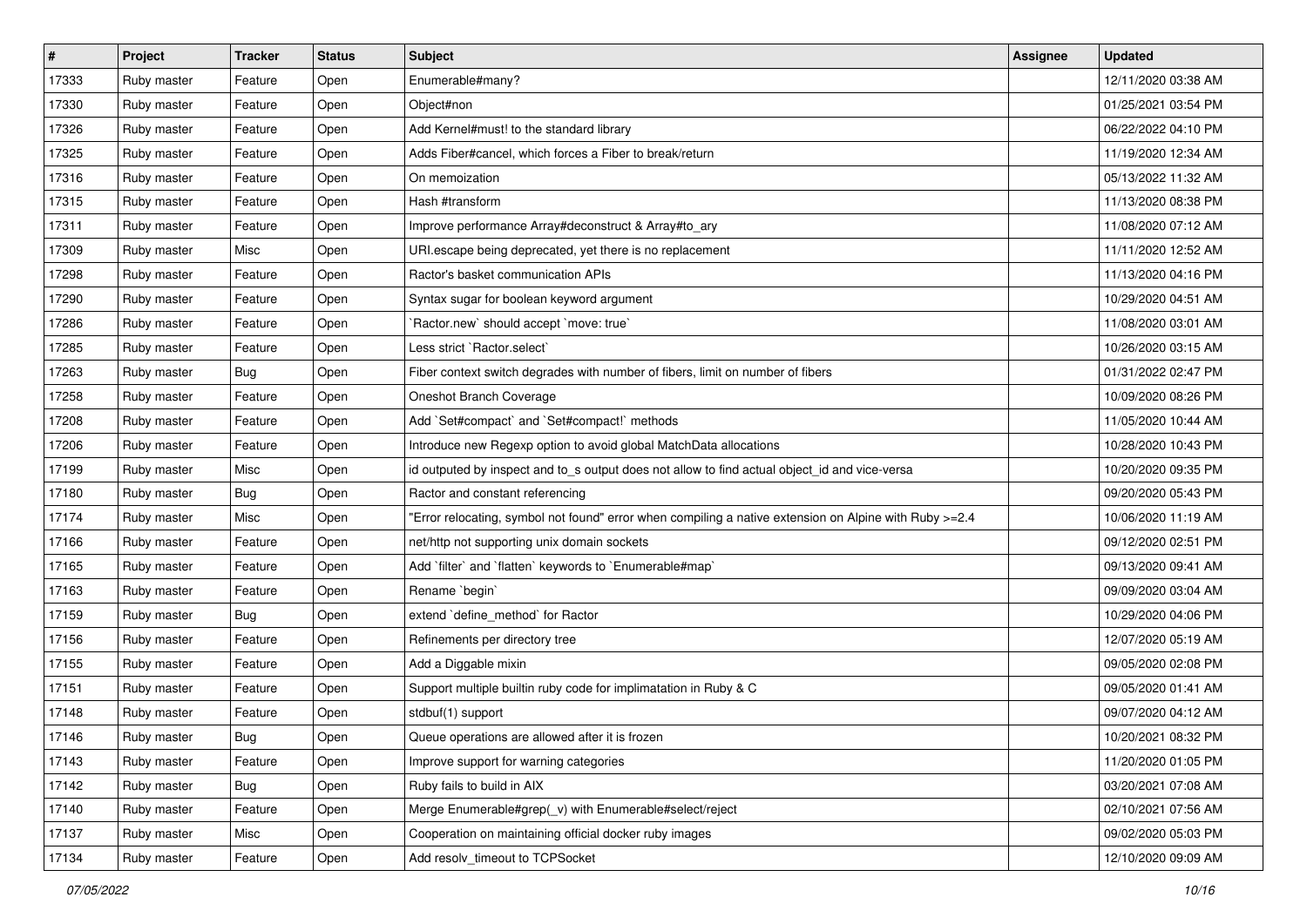| # | Project | Tracker | Status | Subject | Assignee | Updated |
|---|---|---|---|---|---|---|
| 17333 | Ruby master | Feature | Open | Enumerable#many? | | 12/11/2020 03:38 AM |
| 17330 | Ruby master | Feature | Open | Object#non | | 01/25/2021 03:54 PM |
| 17326 | Ruby master | Feature | Open | Add Kernel#must! to the standard library | | 06/22/2022 04:10 PM |
| 17325 | Ruby master | Feature | Open | Adds Fiber#cancel, which forces a Fiber to break/return | | 11/19/2020 12:34 AM |
| 17316 | Ruby master | Feature | Open | On memoization | | 05/13/2022 11:32 AM |
| 17315 | Ruby master | Feature | Open | Hash #transform | | 11/13/2020 08:38 PM |
| 17311 | Ruby master | Feature | Open | Improve performance Array#deconstruct & Array#to_ary | | 11/08/2020 07:12 AM |
| 17309 | Ruby master | Misc | Open | URI.escape being deprecated, yet there is no replacement | | 11/11/2020 12:52 AM |
| 17298 | Ruby master | Feature | Open | Ractor's basket communication APIs | | 11/13/2020 04:16 PM |
| 17290 | Ruby master | Feature | Open | Syntax sugar for boolean keyword argument | | 10/29/2020 04:51 AM |
| 17286 | Ruby master | Feature | Open | `Ractor.new` should accept `move: true` | | 11/08/2020 03:01 AM |
| 17285 | Ruby master | Feature | Open | Less strict `Ractor.select` | | 10/26/2020 03:15 AM |
| 17263 | Ruby master | Bug | Open | Fiber context switch degrades with number of fibers, limit on number of fibers | | 01/31/2022 02:47 PM |
| 17258 | Ruby master | Feature | Open | Oneshot Branch Coverage | | 10/09/2020 08:26 PM |
| 17208 | Ruby master | Feature | Open | Add `Set#compact` and `Set#compact!` methods | | 11/05/2020 10:44 AM |
| 17206 | Ruby master | Feature | Open | Introduce new Regexp option to avoid global MatchData allocations | | 10/28/2020 10:43 PM |
| 17199 | Ruby master | Misc | Open | id outputed by inspect and to_s output does not allow to find actual object_id and vice-versa | | 10/20/2020 09:35 PM |
| 17180 | Ruby master | Bug | Open | Ractor and constant referencing | | 09/20/2020 05:43 PM |
| 17174 | Ruby master | Misc | Open | "Error relocating, symbol not found" error when compiling a native extension on Alpine with Ruby >=2.4 | | 10/06/2020 11:19 AM |
| 17166 | Ruby master | Feature | Open | net/http not supporting unix domain sockets | | 09/12/2020 02:51 PM |
| 17165 | Ruby master | Feature | Open | Add `filter` and `flatten` keywords to `Enumerable#map` | | 09/13/2020 09:41 AM |
| 17163 | Ruby master | Feature | Open | Rename `begin` | | 09/09/2020 03:04 AM |
| 17159 | Ruby master | Bug | Open | extend `define_method` for Ractor | | 10/29/2020 04:06 PM |
| 17156 | Ruby master | Feature | Open | Refinements per directory tree | | 12/07/2020 05:19 AM |
| 17155 | Ruby master | Feature | Open | Add a Diggable mixin | | 09/05/2020 02:08 PM |
| 17151 | Ruby master | Feature | Open | Support multiple builtin ruby code for implimatation in Ruby & C | | 09/05/2020 01:41 AM |
| 17148 | Ruby master | Feature | Open | stdbuf(1) support | | 09/07/2020 04:12 AM |
| 17146 | Ruby master | Bug | Open | Queue operations are allowed after it is frozen | | 10/20/2021 08:32 PM |
| 17143 | Ruby master | Feature | Open | Improve support for warning categories | | 11/20/2020 01:05 PM |
| 17142 | Ruby master | Bug | Open | Ruby fails to build in AIX | | 03/20/2021 07:08 AM |
| 17140 | Ruby master | Feature | Open | Merge Enumerable#grep(_v) with Enumerable#select/reject | | 02/10/2021 07:56 AM |
| 17137 | Ruby master | Misc | Open | Cooperation on maintaining official docker ruby images | | 09/02/2020 05:03 PM |
| 17134 | Ruby master | Feature | Open | Add resolv_timeout to TCPSocket | | 12/10/2020 09:09 AM |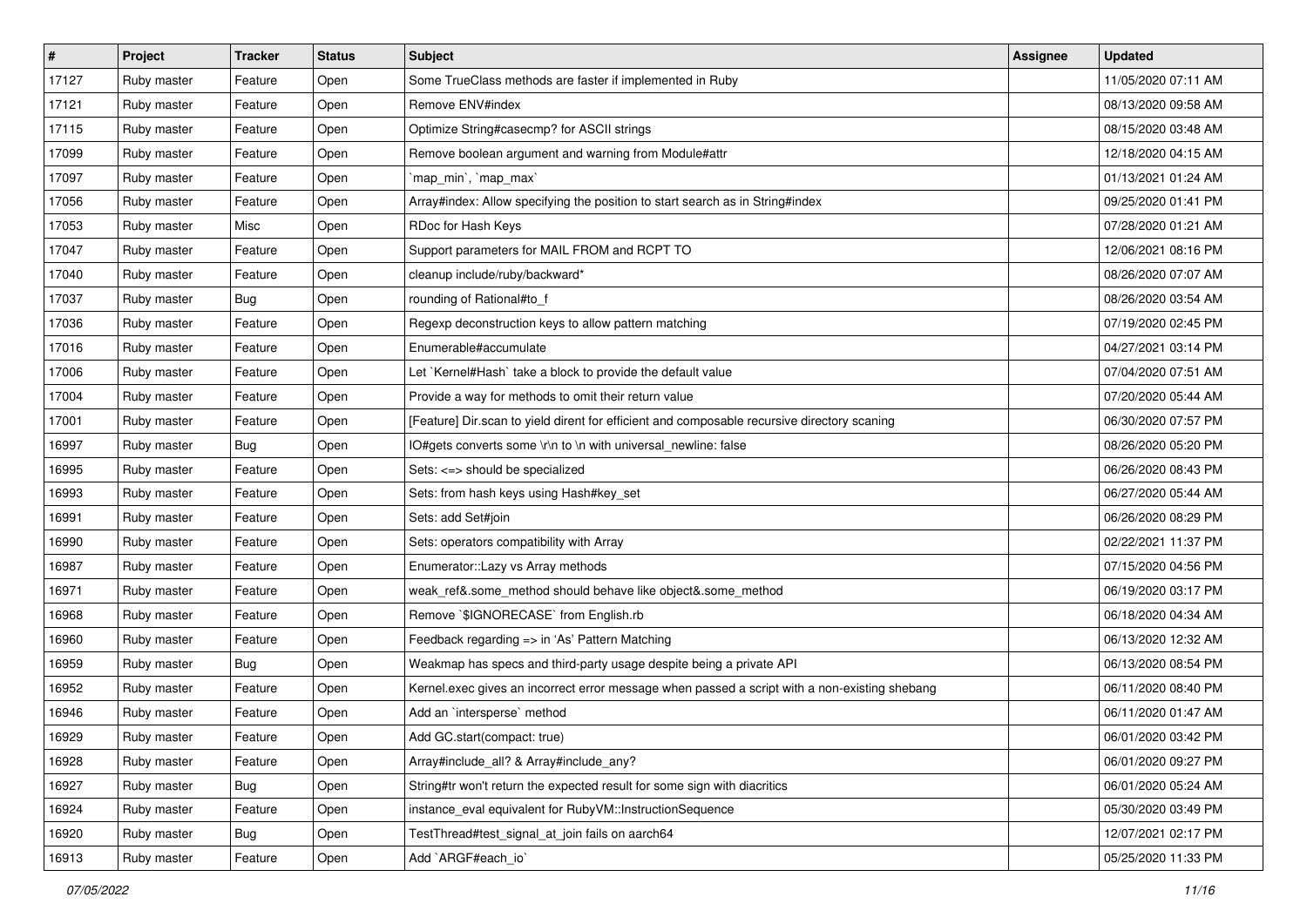| # | Project | Tracker | Status | Subject | Assignee | Updated |
|---|---|---|---|---|---|---|
| 17127 | Ruby master | Feature | Open | Some TrueClass methods are faster if implemented in Ruby | | 11/05/2020 07:11 AM |
| 17121 | Ruby master | Feature | Open | Remove ENV#index | | 08/13/2020 09:58 AM |
| 17115 | Ruby master | Feature | Open | Optimize String#casecmp? for ASCII strings | | 08/15/2020 03:48 AM |
| 17099 | Ruby master | Feature | Open | Remove boolean argument and warning from Module#attr | | 12/18/2020 04:15 AM |
| 17097 | Ruby master | Feature | Open | `map_min`, `map_max` | | 01/13/2021 01:24 AM |
| 17056 | Ruby master | Feature | Open | Array#index: Allow specifying the position to start search as in String#index | | 09/25/2020 01:41 PM |
| 17053 | Ruby master | Misc | Open | RDoc for Hash Keys | | 07/28/2020 01:21 AM |
| 17047 | Ruby master | Feature | Open | Support parameters for MAIL FROM and RCPT TO | | 12/06/2021 08:16 PM |
| 17040 | Ruby master | Feature | Open | cleanup include/ruby/backward* | | 08/26/2020 07:07 AM |
| 17037 | Ruby master | Bug | Open | rounding of Rational#to_f | | 08/26/2020 03:54 AM |
| 17036 | Ruby master | Feature | Open | Regexp deconstruction keys to allow pattern matching | | 07/19/2020 02:45 PM |
| 17016 | Ruby master | Feature | Open | Enumerable#accumulate | | 04/27/2021 03:14 PM |
| 17006 | Ruby master | Feature | Open | Let `Kernel#Hash` take a block to provide the default value | | 07/04/2020 07:51 AM |
| 17004 | Ruby master | Feature | Open | Provide a way for methods to omit their return value | | 07/20/2020 05:44 AM |
| 17001 | Ruby master | Feature | Open | [Feature] Dir.scan to yield dirent for efficient and composable recursive directory scaning | | 06/30/2020 07:57 PM |
| 16997 | Ruby master | Bug | Open | IO#gets converts some \r\n to \n with universal_newline: false | | 08/26/2020 05:20 PM |
| 16995 | Ruby master | Feature | Open | Sets: <=> should be specialized | | 06/26/2020 08:43 PM |
| 16993 | Ruby master | Feature | Open | Sets: from hash keys using Hash#key_set | | 06/27/2020 05:44 AM |
| 16991 | Ruby master | Feature | Open | Sets: add Set#join | | 06/26/2020 08:29 PM |
| 16990 | Ruby master | Feature | Open | Sets: operators compatibility with Array | | 02/22/2021 11:37 PM |
| 16987 | Ruby master | Feature | Open | Enumerator::Lazy vs Array methods | | 07/15/2020 04:56 PM |
| 16971 | Ruby master | Feature | Open | weak_ref&.some_method should behave like object&.some_method | | 06/19/2020 03:17 PM |
| 16968 | Ruby master | Feature | Open | Remove `$IGNORECASE` from English.rb | | 06/18/2020 04:34 AM |
| 16960 | Ruby master | Feature | Open | Feedback regarding => in 'As' Pattern Matching | | 06/13/2020 12:32 AM |
| 16959 | Ruby master | Bug | Open | Weakmap has specs and third-party usage despite being a private API | | 06/13/2020 08:54 PM |
| 16952 | Ruby master | Feature | Open | Kernel.exec gives an incorrect error message when passed a script with a non-existing shebang | | 06/11/2020 08:40 PM |
| 16946 | Ruby master | Feature | Open | Add an `intersperse` method | | 06/11/2020 01:47 AM |
| 16929 | Ruby master | Feature | Open | Add GC.start(compact: true) | | 06/01/2020 03:42 PM |
| 16928 | Ruby master | Feature | Open | Array#include_all? & Array#include_any? | | 06/01/2020 09:27 PM |
| 16927 | Ruby master | Bug | Open | String#tr won't return the expected result for some sign with diacritics | | 06/01/2020 05:24 AM |
| 16924 | Ruby master | Feature | Open | instance_eval equivalent for RubyVM::InstructionSequence | | 05/30/2020 03:49 PM |
| 16920 | Ruby master | Bug | Open | TestThread#test_signal_at_join fails on aarch64 | | 12/07/2021 02:17 PM |
| 16913 | Ruby master | Feature | Open | Add `ARGF#each_io` | | 05/25/2020 11:33 PM |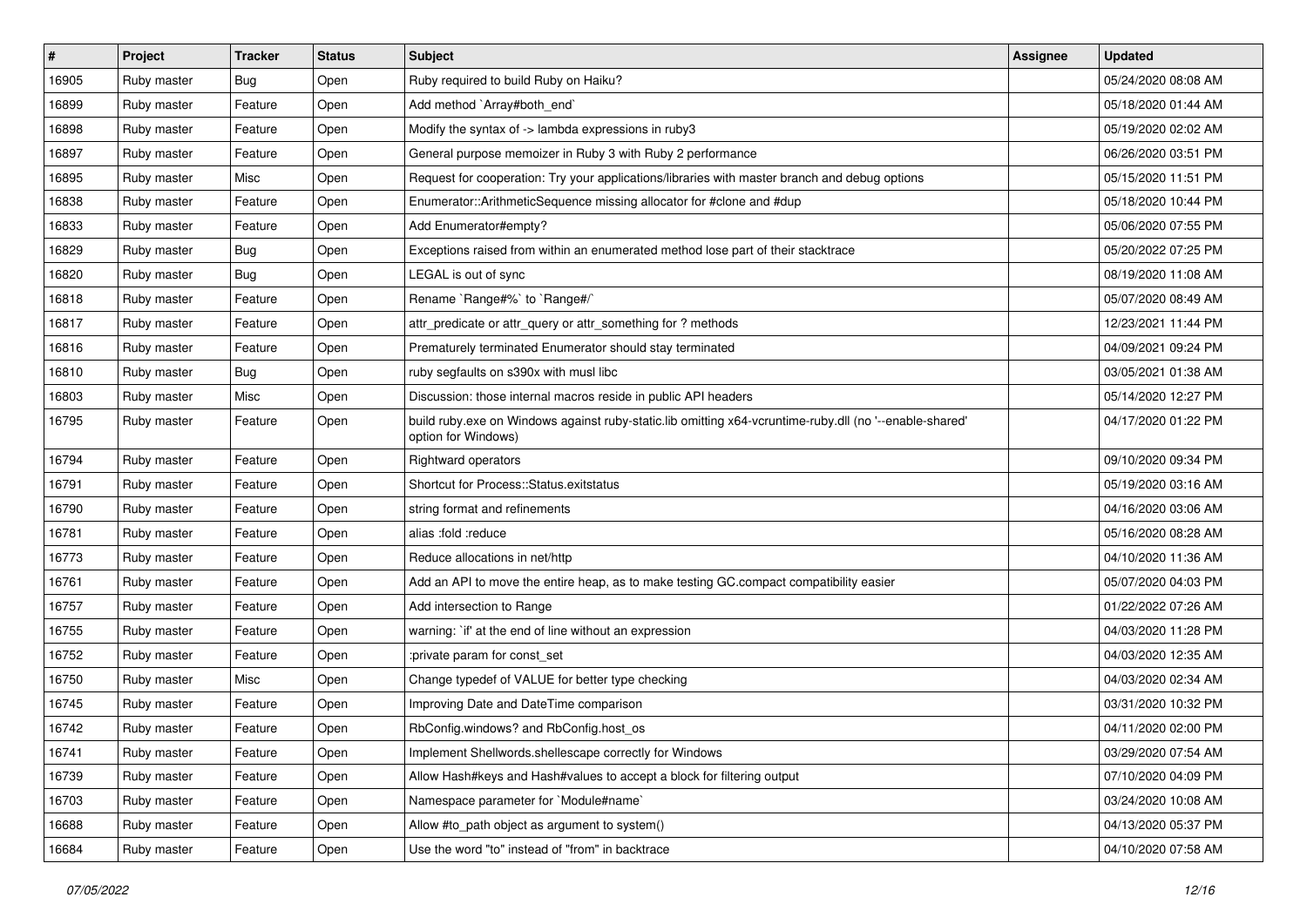| # | Project | Tracker | Status | Subject | Assignee | Updated |
|---|---|---|---|---|---|---|
| 16905 | Ruby master | Bug | Open | Ruby required to build Ruby on Haiku? | | 05/24/2020 08:08 AM |
| 16899 | Ruby master | Feature | Open | Add method `Array#both_end` | | 05/18/2020 01:44 AM |
| 16898 | Ruby master | Feature | Open | Modify the syntax of -> lambda expressions in ruby3 | | 05/19/2020 02:02 AM |
| 16897 | Ruby master | Feature | Open | General purpose memoizer in Ruby 3 with Ruby 2 performance | | 06/26/2020 03:51 PM |
| 16895 | Ruby master | Misc | Open | Request for cooperation: Try your applications/libraries with master branch and debug options | | 05/15/2020 11:51 PM |
| 16838 | Ruby master | Feature | Open | Enumerator::ArithmeticSequence missing allocator for #clone and #dup | | 05/18/2020 10:44 PM |
| 16833 | Ruby master | Feature | Open | Add Enumerator#empty? | | 05/06/2020 07:55 PM |
| 16829 | Ruby master | Bug | Open | Exceptions raised from within an enumerated method lose part of their stacktrace | | 05/20/2022 07:25 PM |
| 16820 | Ruby master | Bug | Open | LEGAL is out of sync | | 08/19/2020 11:08 AM |
| 16818 | Ruby master | Feature | Open | Rename `Range#%` to `Range#/` | | 05/07/2020 08:49 AM |
| 16817 | Ruby master | Feature | Open | attr_predicate or attr_query or attr_something for ? methods | | 12/23/2021 11:44 PM |
| 16816 | Ruby master | Feature | Open | Prematurely terminated Enumerator should stay terminated | | 04/09/2021 09:24 PM |
| 16810 | Ruby master | Bug | Open | ruby segfaults on s390x with musl libc | | 03/05/2021 01:38 AM |
| 16803 | Ruby master | Misc | Open | Discussion: those internal macros reside in public API headers | | 05/14/2020 12:27 PM |
| 16795 | Ruby master | Feature | Open | build ruby.exe on Windows against ruby-static.lib omitting x64-vcruntime-ruby.dll (no '--enable-shared' option for Windows) | | 04/17/2020 01:22 PM |
| 16794 | Ruby master | Feature | Open | Rightward operators | | 09/10/2020 09:34 PM |
| 16791 | Ruby master | Feature | Open | Shortcut for Process::Status.exitstatus | | 05/19/2020 03:16 AM |
| 16790 | Ruby master | Feature | Open | string format and refinements | | 04/16/2020 03:06 AM |
| 16781 | Ruby master | Feature | Open | alias :fold :reduce | | 05/16/2020 08:28 AM |
| 16773 | Ruby master | Feature | Open | Reduce allocations in net/http | | 04/10/2020 11:36 AM |
| 16761 | Ruby master | Feature | Open | Add an API to move the entire heap, as to make testing GC.compact compatibility easier | | 05/07/2020 04:03 PM |
| 16757 | Ruby master | Feature | Open | Add intersection to Range | | 01/22/2022 07:26 AM |
| 16755 | Ruby master | Feature | Open | warning: `if' at the end of line without an expression | | 04/03/2020 11:28 PM |
| 16752 | Ruby master | Feature | Open | :private param for const_set | | 04/03/2020 12:35 AM |
| 16750 | Ruby master | Misc | Open | Change typedef of VALUE for better type checking | | 04/03/2020 02:34 AM |
| 16745 | Ruby master | Feature | Open | Improving Date and DateTime comparison | | 03/31/2020 10:32 PM |
| 16742 | Ruby master | Feature | Open | RbConfig.windows? and RbConfig.host_os | | 04/11/2020 02:00 PM |
| 16741 | Ruby master | Feature | Open | Implement Shellwords.shellescape correctly for Windows | | 03/29/2020 07:54 AM |
| 16739 | Ruby master | Feature | Open | Allow Hash#keys and Hash#values to accept a block for filtering output | | 07/10/2020 04:09 PM |
| 16703 | Ruby master | Feature | Open | Namespace parameter for `Module#name` | | 03/24/2020 10:08 AM |
| 16688 | Ruby master | Feature | Open | Allow #to_path object as argument to system() | | 04/13/2020 05:37 PM |
| 16684 | Ruby master | Feature | Open | Use the word "to" instead of "from" in backtrace | | 04/10/2020 07:58 AM |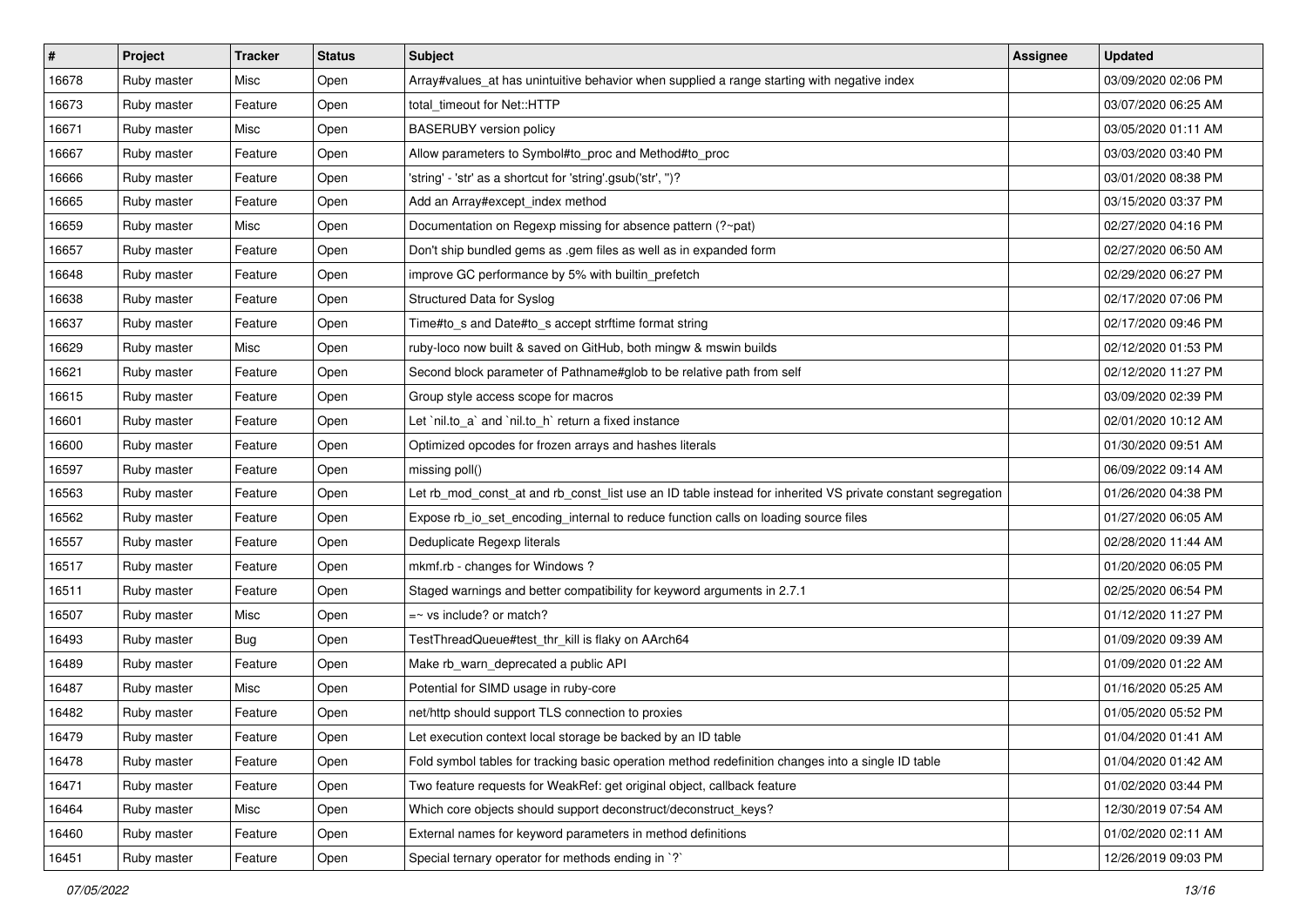| # | Project | Tracker | Status | Subject | Assignee | Updated |
|---|---|---|---|---|---|---|
| 16678 | Ruby master | Misc | Open | Array#values_at has unintuitive behavior when supplied a range starting with negative index | | 03/09/2020 02:06 PM |
| 16673 | Ruby master | Feature | Open | total_timeout for Net::HTTP | | 03/07/2020 06:25 AM |
| 16671 | Ruby master | Misc | Open | BASERUBY version policy | | 03/05/2020 01:11 AM |
| 16667 | Ruby master | Feature | Open | Allow parameters to Symbol#to_proc and Method#to_proc | | 03/03/2020 03:40 PM |
| 16666 | Ruby master | Feature | Open | 'string' - 'str' as a shortcut for 'string'.gsub('str', '')? | | 03/01/2020 08:38 PM |
| 16665 | Ruby master | Feature | Open | Add an Array#except_index method | | 03/15/2020 03:37 PM |
| 16659 | Ruby master | Misc | Open | Documentation on Regexp missing for absence pattern (?~pat) | | 02/27/2020 04:16 PM |
| 16657 | Ruby master | Feature | Open | Don't ship bundled gems as .gem files as well as in expanded form | | 02/27/2020 06:50 AM |
| 16648 | Ruby master | Feature | Open | improve GC performance by 5% with builtin_prefetch | | 02/29/2020 06:27 PM |
| 16638 | Ruby master | Feature | Open | Structured Data for Syslog | | 02/17/2020 07:06 PM |
| 16637 | Ruby master | Feature | Open | Time#to_s and Date#to_s accept strftime format string | | 02/17/2020 09:46 PM |
| 16629 | Ruby master | Misc | Open | ruby-loco now built & saved on GitHub, both mingw & mswin builds | | 02/12/2020 01:53 PM |
| 16621 | Ruby master | Feature | Open | Second block parameter of Pathname#glob to be relative path from self | | 02/12/2020 11:27 PM |
| 16615 | Ruby master | Feature | Open | Group style access scope for macros | | 03/09/2020 02:39 PM |
| 16601 | Ruby master | Feature | Open | Let `nil.to_a` and `nil.to_h` return a fixed instance | | 02/01/2020 10:12 AM |
| 16600 | Ruby master | Feature | Open | Optimized opcodes for frozen arrays and hashes literals | | 01/30/2020 09:51 AM |
| 16597 | Ruby master | Feature | Open | missing poll() | | 06/09/2022 09:14 AM |
| 16563 | Ruby master | Feature | Open | Let rb_mod_const_at and rb_const_list use an ID table instead for inherited VS private constant segregation | | 01/26/2020 04:38 PM |
| 16562 | Ruby master | Feature | Open | Expose rb_io_set_encoding_internal to reduce function calls on loading source files | | 01/27/2020 06:05 AM |
| 16557 | Ruby master | Feature | Open | Deduplicate Regexp literals | | 02/28/2020 11:44 AM |
| 16517 | Ruby master | Feature | Open | mkmf.rb - changes for Windows ? | | 01/20/2020 06:05 PM |
| 16511 | Ruby master | Feature | Open | Staged warnings and better compatibility for keyword arguments in 2.7.1 | | 02/25/2020 06:54 PM |
| 16507 | Ruby master | Misc | Open | =~ vs include? or match? | | 01/12/2020 11:27 PM |
| 16493 | Ruby master | Bug | Open | TestThreadQueue#test_thr_kill is flaky on AArch64 | | 01/09/2020 09:39 AM |
| 16489 | Ruby master | Feature | Open | Make rb_warn_deprecated a public API | | 01/09/2020 01:22 AM |
| 16487 | Ruby master | Misc | Open | Potential for SIMD usage in ruby-core | | 01/16/2020 05:25 AM |
| 16482 | Ruby master | Feature | Open | net/http should support TLS connection to proxies | | 01/05/2020 05:52 PM |
| 16479 | Ruby master | Feature | Open | Let execution context local storage be backed by an ID table | | 01/04/2020 01:41 AM |
| 16478 | Ruby master | Feature | Open | Fold symbol tables for tracking basic operation method redefinition changes into a single ID table | | 01/04/2020 01:42 AM |
| 16471 | Ruby master | Feature | Open | Two feature requests for WeakRef: get original object, callback feature | | 01/02/2020 03:44 PM |
| 16464 | Ruby master | Misc | Open | Which core objects should support deconstruct/deconstruct_keys? | | 12/30/2019 07:54 AM |
| 16460 | Ruby master | Feature | Open | External names for keyword parameters in method definitions | | 01/02/2020 02:11 AM |
| 16451 | Ruby master | Feature | Open | Special ternary operator for methods ending in `?` | | 12/26/2019 09:03 PM |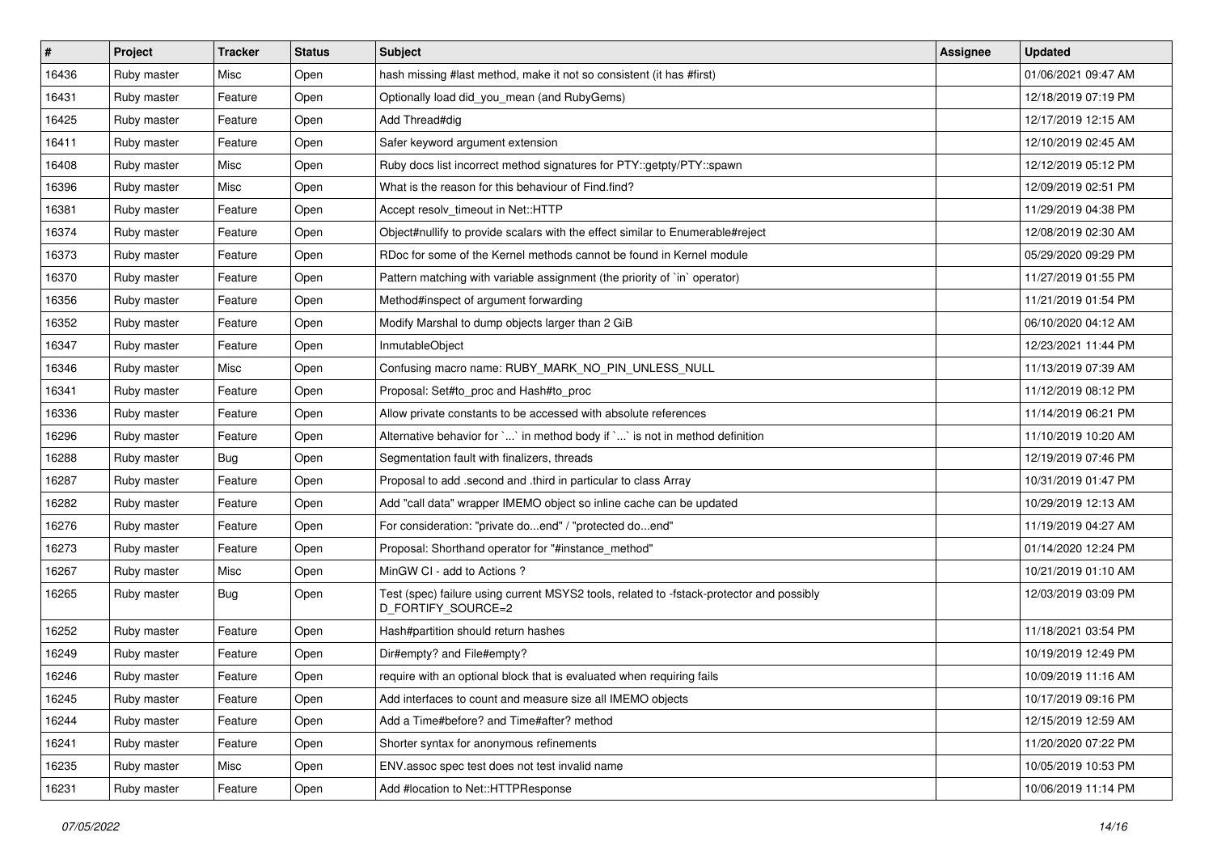| # | Project | Tracker | Status | Subject | Assignee | Updated |
|---|---|---|---|---|---|---|
| 16436 | Ruby master | Misc | Open | hash missing #last method, make it not so consistent (it has #first) | | 01/06/2021 09:47 AM |
| 16431 | Ruby master | Feature | Open | Optionally load did_you_mean (and RubyGems) | | 12/18/2019 07:19 PM |
| 16425 | Ruby master | Feature | Open | Add Thread#dig | | 12/17/2019 12:15 AM |
| 16411 | Ruby master | Feature | Open | Safer keyword argument extension | | 12/10/2019 02:45 AM |
| 16408 | Ruby master | Misc | Open | Ruby docs list incorrect method signatures for PTY::getpty/PTY::spawn | | 12/12/2019 05:12 PM |
| 16396 | Ruby master | Misc | Open | What is the reason for this behaviour of Find.find? | | 12/09/2019 02:51 PM |
| 16381 | Ruby master | Feature | Open | Accept resolv_timeout in Net::HTTP | | 11/29/2019 04:38 PM |
| 16374 | Ruby master | Feature | Open | Object#nullify to provide scalars with the effect similar to Enumerable#reject | | 12/08/2019 02:30 AM |
| 16373 | Ruby master | Feature | Open | RDoc for some of the Kernel methods cannot be found in Kernel module | | 05/29/2020 09:29 PM |
| 16370 | Ruby master | Feature | Open | Pattern matching with variable assignment (the priority of `in` operator) | | 11/27/2019 01:55 PM |
| 16356 | Ruby master | Feature | Open | Method#inspect of argument forwarding | | 11/21/2019 01:54 PM |
| 16352 | Ruby master | Feature | Open | Modify Marshal to dump objects larger than 2 GiB | | 06/10/2020 04:12 AM |
| 16347 | Ruby master | Feature | Open | InmutableObject | | 12/23/2021 11:44 PM |
| 16346 | Ruby master | Misc | Open | Confusing macro name: RUBY_MARK_NO_PIN_UNLESS_NULL | | 11/13/2019 07:39 AM |
| 16341 | Ruby master | Feature | Open | Proposal: Set#to_proc and Hash#to_proc | | 11/12/2019 08:12 PM |
| 16336 | Ruby master | Feature | Open | Allow private constants to be accessed with absolute references | | 11/14/2019 06:21 PM |
| 16296 | Ruby master | Feature | Open | Alternative behavior for `...` in method body if `...` is not in method definition | | 11/10/2019 10:20 AM |
| 16288 | Ruby master | Bug | Open | Segmentation fault with finalizers, threads | | 12/19/2019 07:46 PM |
| 16287 | Ruby master | Feature | Open | Proposal to add .second and .third in particular to class Array | | 10/31/2019 01:47 PM |
| 16282 | Ruby master | Feature | Open | Add "call data" wrapper IMEMO object so inline cache can be updated | | 10/29/2019 12:13 AM |
| 16276 | Ruby master | Feature | Open | For consideration: "private do...end" / "protected do...end" | | 11/19/2019 04:27 AM |
| 16273 | Ruby master | Feature | Open | Proposal: Shorthand operator for "#instance_method" | | 01/14/2020 12:24 PM |
| 16267 | Ruby master | Misc | Open | MinGW CI - add to Actions ? | | 10/21/2019 01:10 AM |
| 16265 | Ruby master | Bug | Open | Test (spec) failure using current MSYS2 tools, related to -fstack-protector and possibly D_FORTIFY_SOURCE=2 | | 12/03/2019 03:09 PM |
| 16252 | Ruby master | Feature | Open | Hash#partition should return hashes | | 11/18/2021 03:54 PM |
| 16249 | Ruby master | Feature | Open | Dir#empty? and File#empty? | | 10/19/2019 12:49 PM |
| 16246 | Ruby master | Feature | Open | require with an optional block that is evaluated when requiring fails | | 10/09/2019 11:16 AM |
| 16245 | Ruby master | Feature | Open | Add interfaces to count and measure size all IMEMO objects | | 10/17/2019 09:16 PM |
| 16244 | Ruby master | Feature | Open | Add a Time#before? and Time#after? method | | 12/15/2019 12:59 AM |
| 16241 | Ruby master | Feature | Open | Shorter syntax for anonymous refinements | | 11/20/2020 07:22 PM |
| 16235 | Ruby master | Misc | Open | ENV.assoc spec test does not test invalid name | | 10/05/2019 10:53 PM |
| 16231 | Ruby master | Feature | Open | Add #location to Net::HTTPResponse | | 10/06/2019 11:14 PM |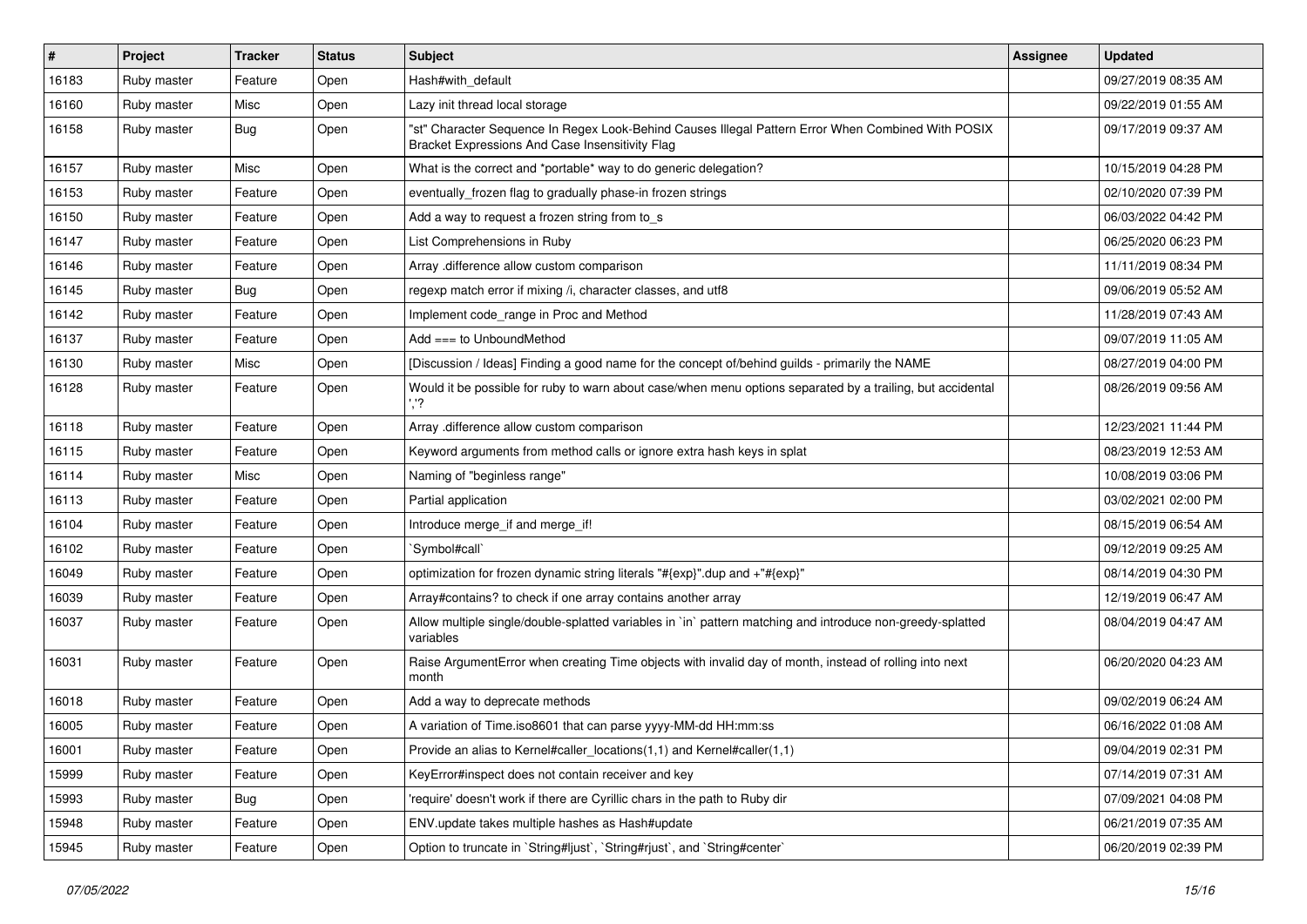| # | Project | Tracker | Status | Subject | Assignee | Updated |
|---|---|---|---|---|---|---|
| 16183 | Ruby master | Feature | Open | Hash#with_default | | 09/27/2019 08:35 AM |
| 16160 | Ruby master | Misc | Open | Lazy init thread local storage | | 09/22/2019 01:55 AM |
| 16158 | Ruby master | Bug | Open | "st" Character Sequence In Regex Look-Behind Causes Illegal Pattern Error When Combined With POSIX Bracket Expressions And Case Insensitivity Flag | | 09/17/2019 09:37 AM |
| 16157 | Ruby master | Misc | Open | What is the correct and *portable* way to do generic delegation? | | 10/15/2019 04:28 PM |
| 16153 | Ruby master | Feature | Open | eventually_frozen flag to gradually phase-in frozen strings | | 02/10/2020 07:39 PM |
| 16150 | Ruby master | Feature | Open | Add a way to request a frozen string from to_s | | 06/03/2022 04:42 PM |
| 16147 | Ruby master | Feature | Open | List Comprehensions in Ruby | | 06/25/2020 06:23 PM |
| 16146 | Ruby master | Feature | Open | Array .difference allow custom comparison | | 11/11/2019 08:34 PM |
| 16145 | Ruby master | Bug | Open | regexp match error if mixing /i, character classes, and utf8 | | 09/06/2019 05:52 AM |
| 16142 | Ruby master | Feature | Open | Implement code_range in Proc and Method | | 11/28/2019 07:43 AM |
| 16137 | Ruby master | Feature | Open | Add === to UnboundMethod | | 09/07/2019 11:05 AM |
| 16130 | Ruby master | Misc | Open | [Discussion / Ideas] Finding a good name for the concept of/behind guilds - primarily the NAME | | 08/27/2019 04:00 PM |
| 16128 | Ruby master | Feature | Open | Would it be possible for ruby to warn about case/when menu options separated by a trailing, but accidental ','? | | 08/26/2019 09:56 AM |
| 16118 | Ruby master | Feature | Open | Array .difference allow custom comparison | | 12/23/2021 11:44 PM |
| 16115 | Ruby master | Feature | Open | Keyword arguments from method calls or ignore extra hash keys in splat | | 08/23/2019 12:53 AM |
| 16114 | Ruby master | Misc | Open | Naming of "beginless range" | | 10/08/2019 03:06 PM |
| 16113 | Ruby master | Feature | Open | Partial application | | 03/02/2021 02:00 PM |
| 16104 | Ruby master | Feature | Open | Introduce merge_if and merge_if! | | 08/15/2019 06:54 AM |
| 16102 | Ruby master | Feature | Open | `Symbol#call` | | 09/12/2019 09:25 AM |
| 16049 | Ruby master | Feature | Open | optimization for frozen dynamic string literals "#{exp}".dup and +"#{exp}" | | 08/14/2019 04:30 PM |
| 16039 | Ruby master | Feature | Open | Array#contains? to check if one array contains another array | | 12/19/2019 06:47 AM |
| 16037 | Ruby master | Feature | Open | Allow multiple single/double-splatted variables in `in` pattern matching and introduce non-greedy-splatted variables | | 08/04/2019 04:47 AM |
| 16031 | Ruby master | Feature | Open | Raise ArgumentError when creating Time objects with invalid day of month, instead of rolling into next month | | 06/20/2020 04:23 AM |
| 16018 | Ruby master | Feature | Open | Add a way to deprecate methods | | 09/02/2019 06:24 AM |
| 16005 | Ruby master | Feature | Open | A variation of Time.iso8601 that can parse yyyy-MM-dd HH:mm:ss | | 06/16/2022 01:08 AM |
| 16001 | Ruby master | Feature | Open | Provide an alias to Kernel#caller_locations(1,1) and Kernel#caller(1,1) | | 09/04/2019 02:31 PM |
| 15999 | Ruby master | Feature | Open | KeyError#inspect does not contain receiver and key | | 07/14/2019 07:31 AM |
| 15993 | Ruby master | Bug | Open | 'require' doesn't work if there are Cyrillic chars in the path to Ruby dir | | 07/09/2021 04:08 PM |
| 15948 | Ruby master | Feature | Open | ENV.update takes multiple hashes as Hash#update | | 06/21/2019 07:35 AM |
| 15945 | Ruby master | Feature | Open | Option to truncate in `String#ljust`, `String#rjust`, and `String#center` | | 06/20/2019 02:39 PM |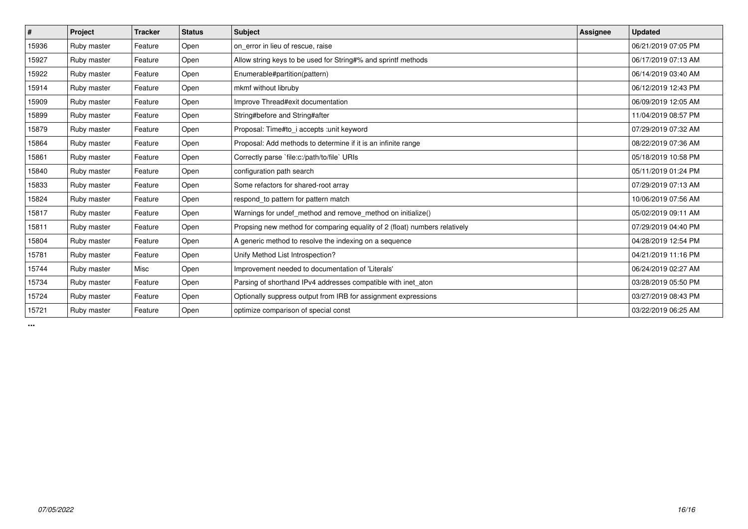| # | Project | Tracker | Status | Subject | Assignee | Updated |
|---|---|---|---|---|---|---|
| 15936 | Ruby master | Feature | Open | on_error in lieu of rescue, raise | | 06/21/2019 07:05 PM |
| 15927 | Ruby master | Feature | Open | Allow string keys to be used for String#% and sprintf methods | | 06/17/2019 07:13 AM |
| 15922 | Ruby master | Feature | Open | Enumerable#partition(pattern) | | 06/14/2019 03:40 AM |
| 15914 | Ruby master | Feature | Open | mkmf without libruby | | 06/12/2019 12:43 PM |
| 15909 | Ruby master | Feature | Open | Improve Thread#exit documentation | | 06/09/2019 12:05 AM |
| 15899 | Ruby master | Feature | Open | String#before and String#after | | 11/04/2019 08:57 PM |
| 15879 | Ruby master | Feature | Open | Proposal: Time#to_i accepts :unit keyword | | 07/29/2019 07:32 AM |
| 15864 | Ruby master | Feature | Open | Proposal: Add methods to determine if it is an infinite range | | 08/22/2019 07:36 AM |
| 15861 | Ruby master | Feature | Open | Correctly parse `file:c:/path/to/file` URIs | | 05/18/2019 10:58 PM |
| 15840 | Ruby master | Feature | Open | configuration path search | | 05/11/2019 01:24 PM |
| 15833 | Ruby master | Feature | Open | Some refactors for shared-root array | | 07/29/2019 07:13 AM |
| 15824 | Ruby master | Feature | Open | respond_to pattern for pattern match | | 10/06/2019 07:56 AM |
| 15817 | Ruby master | Feature | Open | Warnings for undef_method and remove_method on initialize() | | 05/02/2019 09:11 AM |
| 15811 | Ruby master | Feature | Open | Propsing new method for comparing equality of 2 (float) numbers relatively | | 07/29/2019 04:40 PM |
| 15804 | Ruby master | Feature | Open | A generic method to resolve the indexing on a sequence | | 04/28/2019 12:54 PM |
| 15781 | Ruby master | Feature | Open | Unify Method List Introspection? | | 04/21/2019 11:16 PM |
| 15744 | Ruby master | Misc | Open | Improvement needed to documentation of 'Literals' | | 06/24/2019 02:27 AM |
| 15734 | Ruby master | Feature | Open | Parsing of shorthand IPv4 addresses compatible with inet_aton | | 03/28/2019 05:50 PM |
| 15724 | Ruby master | Feature | Open | Optionally suppress output from IRB for assignment expressions | | 03/27/2019 08:43 PM |
| 15721 | Ruby master | Feature | Open | optimize comparison of special const | | 03/22/2019 06:25 AM |

...